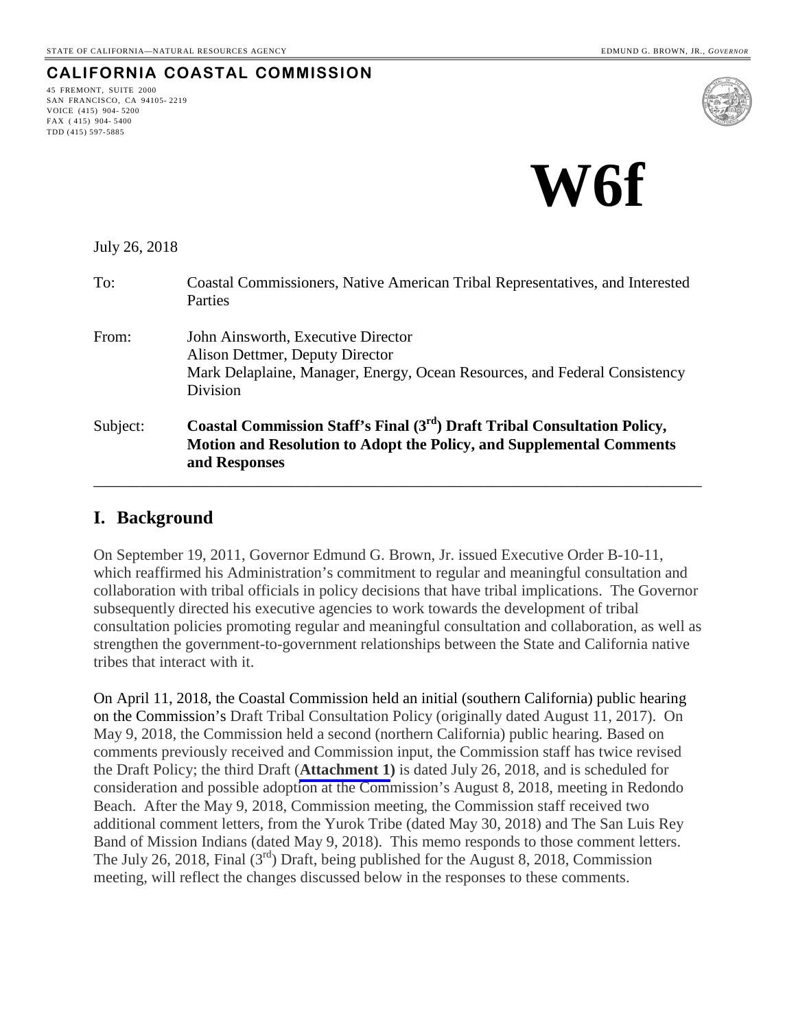STATE OF CALIFORNIA—NATURAL RESOURCES AGENCY

EDMUND G. BROWN, JR., *GOVERNOR*

**CALIFORNIA COASTAL COMMISSION**

45 FREMONT, SUITE 2000
SAN FRANCISCO, CA 94105-2219
VOICE (415) 904-5200
FAX (415) 904-5400
TDD (415) 597-5885

# W6f

July 26, 2018

To: Coastal Commissioners, Native American Tribal Representatives, and Interested Parties

From: John Ainsworth, Executive Director
Alison Dettmer, Deputy Director
Mark Delaplaine, Manager, Energy, Ocean Resources, and Federal Consistency Division

Subject: **Coastal Commission Staff's Final (3rd) Draft Tribal Consultation Policy, Motion and Resolution to Adopt the Policy, and Supplemental Comments and Responses**

---

## I. Background

On September 19, 2011, Governor Edmund G. Brown, Jr. issued Executive Order B-10-11, which reaffirmed his Administration's commitment to regular and meaningful consultation and collaboration with tribal officials in policy decisions that have tribal implications. The Governor subsequently directed his executive agencies to work towards the development of tribal consultation policies promoting regular and meaningful consultation and collaboration, as well as strengthen the government-to-government relationships between the State and California native tribes that interact with it.

On April 11, 2018, the Coastal Commission held an initial (southern California) public hearing on the Commission's Draft Tribal Consultation Policy (originally dated August 11, 2017). On May 9, 2018, the Commission held a second (northern California) public hearing. Based on comments previously received and Commission input, the Commission staff has twice revised the Draft Policy; the third Draft (**Attachment 1)** is dated July 26, 2018, and is scheduled for consideration and possible adoption at the Commission's August 8, 2018, meeting in Redondo Beach. After the May 9, 2018, Commission meeting, the Commission staff received two additional comment letters, from the Yurok Tribe (dated May 30, 2018) and The San Luis Rey Band of Mission Indians (dated May 9, 2018). This memo responds to those comment letters. The July 26, 2018, Final (3rd) Draft, being published for the August 8, 2018, Commission meeting, will reflect the changes discussed below in the responses to these comments.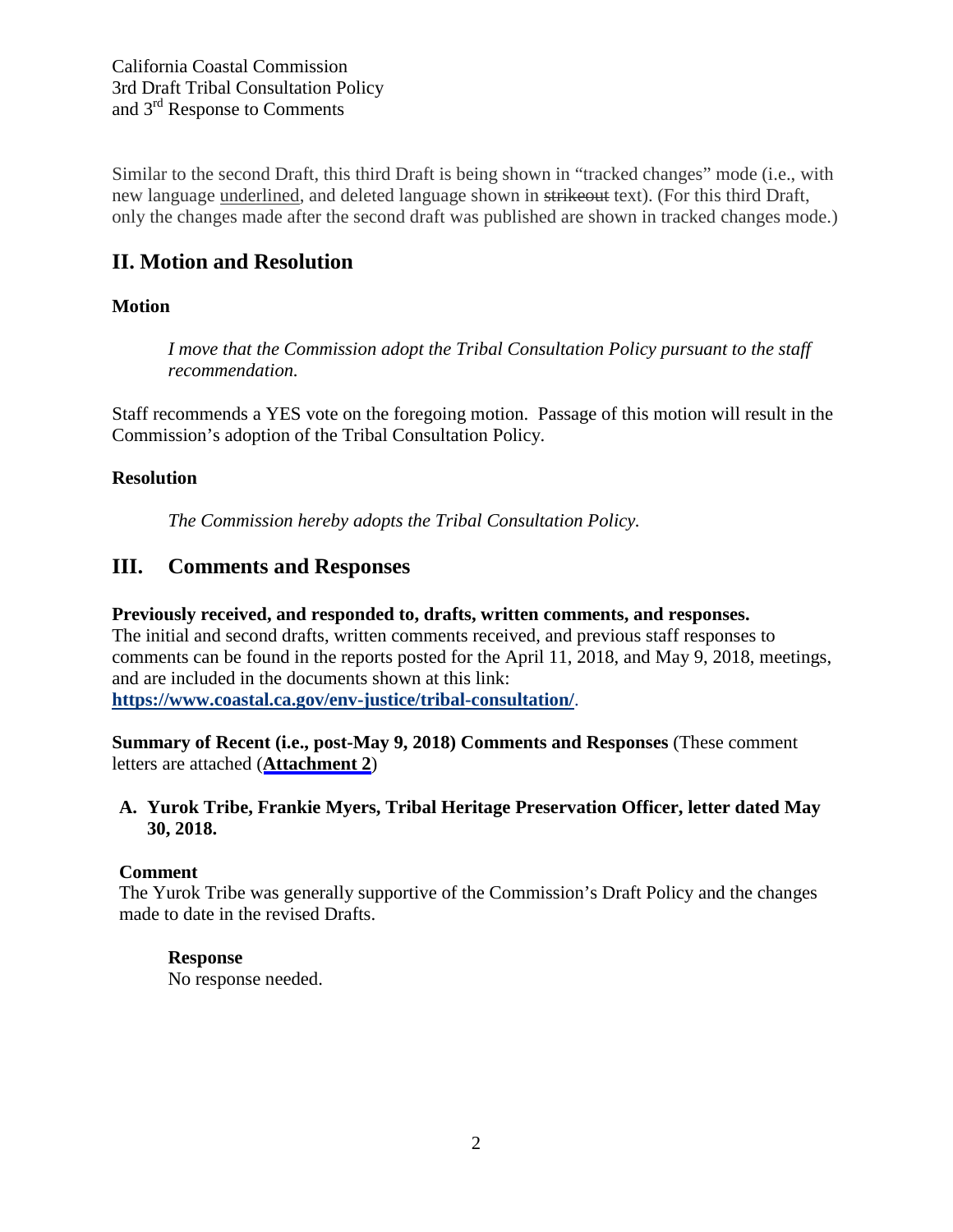Similar to the second Draft, this third Draft is being shown in "tracked changes" mode (i.e., with new language <u>underlined</u>, and deleted language shown in ~~strikeout~~ text). (For this third Draft, only the changes made after the second draft was published are shown in tracked changes mode.)

## II. Motion and Resolution

### Motion

*I move that the Commission adopt the Tribal Consultation Policy pursuant to the staff recommendation.*

Staff recommends a YES vote on the foregoing motion. Passage of this motion will result in the Commission's adoption of the Tribal Consultation Policy.

### Resolution

*The Commission hereby adopts the Tribal Consultation Policy.*

## III. Comments and Responses

**Previously received, and responded to, drafts, written comments, and responses.**
The initial and second drafts, written comments received, and previous staff responses to comments can be found in the reports posted for the April 11, 2018, and May 9, 2018, meetings, and are included in the documents shown at this link:
**https://www.coastal.ca.gov/env-justice/tribal-consultation/**.

**Summary of Recent (i.e., post-May 9, 2018) Comments and Responses** (These comment letters are attached (**Attachment 2**)

**A. Yurok Tribe, Frankie Myers, Tribal Heritage Preservation Officer, letter dated May 30, 2018.**

**Comment**
The Yurok Tribe was generally supportive of the Commission's Draft Policy and the changes made to date in the revised Drafts.

**Response**
No response needed.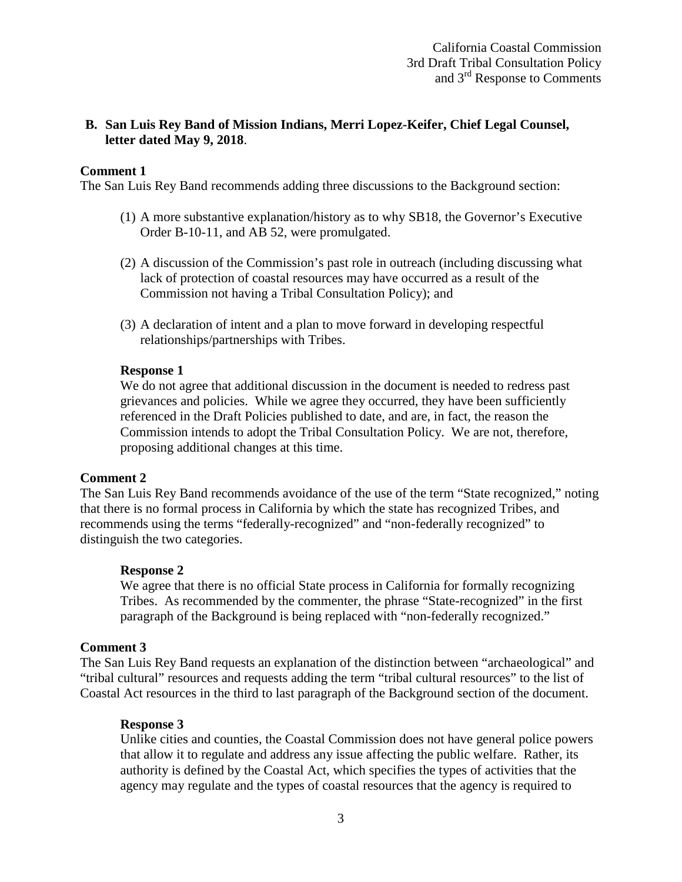## B. San Luis Rey Band of Mission Indians, Merri Lopez-Keifer, Chief Legal Counsel, letter dated May 9, 2018.

**Comment 1**

The San Luis Rey Band recommends adding three discussions to the Background section:

(1) A more substantive explanation/history as to why SB18, the Governor's Executive Order B-10-11, and AB 52, were promulgated.

(2) A discussion of the Commission's past role in outreach (including discussing what lack of protection of coastal resources may have occurred as a result of the Commission not having a Tribal Consultation Policy); and

(3) A declaration of intent and a plan to move forward in developing respectful relationships/partnerships with Tribes.

**Response 1**

We do not agree that additional discussion in the document is needed to redress past grievances and policies. While we agree they occurred, they have been sufficiently referenced in the Draft Policies published to date, and are, in fact, the reason the Commission intends to adopt the Tribal Consultation Policy. We are not, therefore, proposing additional changes at this time.

**Comment 2**

The San Luis Rey Band recommends avoidance of the use of the term "State recognized," noting that there is no formal process in California by which the state has recognized Tribes, and recommends using the terms "federally-recognized" and "non-federally recognized" to distinguish the two categories.

**Response 2**

We agree that there is no official State process in California for formally recognizing Tribes. As recommended by the commenter, the phrase "State-recognized" in the first paragraph of the Background is being replaced with "non-federally recognized."

**Comment 3**

The San Luis Rey Band requests an explanation of the distinction between "archaeological" and "tribal cultural" resources and requests adding the term "tribal cultural resources" to the list of Coastal Act resources in the third to last paragraph of the Background section of the document.

**Response 3**

Unlike cities and counties, the Coastal Commission does not have general police powers that allow it to regulate and address any issue affecting the public welfare. Rather, its authority is defined by the Coastal Act, which specifies the types of activities that the agency may regulate and the types of coastal resources that the agency is required to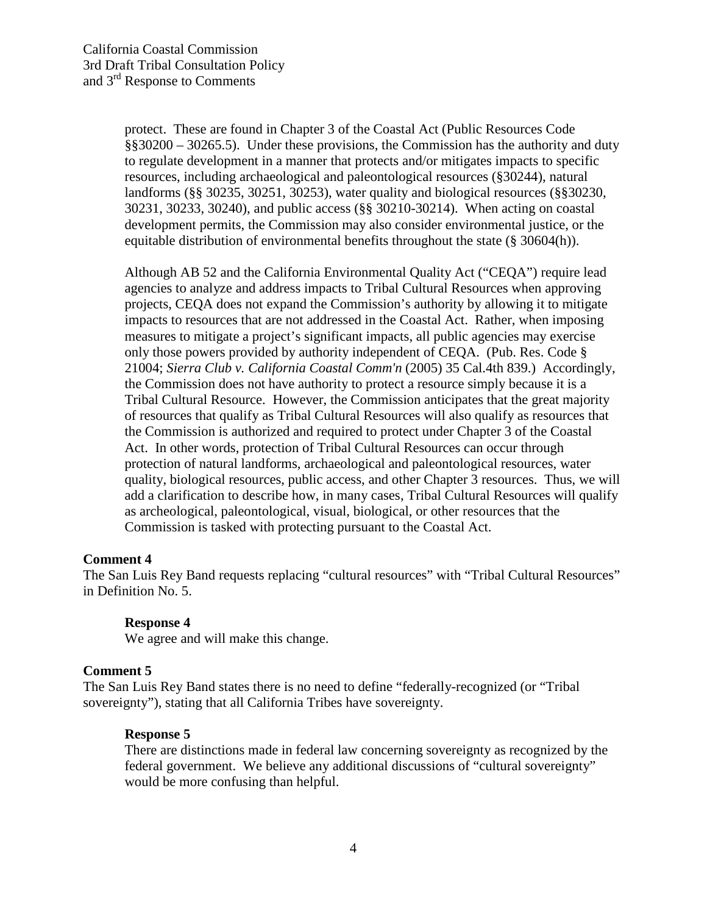protect. These are found in Chapter 3 of the Coastal Act (Public Resources Code §§30200 – 30265.5). Under these provisions, the Commission has the authority and duty to regulate development in a manner that protects and/or mitigates impacts to specific resources, including archaeological and paleontological resources (§30244), natural landforms (§§ 30235, 30251, 30253), water quality and biological resources (§§30230, 30231, 30233, 30240), and public access (§§ 30210-30214). When acting on coastal development permits, the Commission may also consider environmental justice, or the equitable distribution of environmental benefits throughout the state (§ 30604(h)).

Although AB 52 and the California Environmental Quality Act ("CEQA") require lead agencies to analyze and address impacts to Tribal Cultural Resources when approving projects, CEQA does not expand the Commission's authority by allowing it to mitigate impacts to resources that are not addressed in the Coastal Act. Rather, when imposing measures to mitigate a project's significant impacts, all public agencies may exercise only those powers provided by authority independent of CEQA. (Pub. Res. Code § 21004; *Sierra Club v. California Coastal Comm'n* (2005) 35 Cal.4th 839.) Accordingly, the Commission does not have authority to protect a resource simply because it is a Tribal Cultural Resource. However, the Commission anticipates that the great majority of resources that qualify as Tribal Cultural Resources will also qualify as resources that the Commission is authorized and required to protect under Chapter 3 of the Coastal Act. In other words, protection of Tribal Cultural Resources can occur through protection of natural landforms, archaeological and paleontological resources, water quality, biological resources, public access, and other Chapter 3 resources. Thus, we will add a clarification to describe how, in many cases, Tribal Cultural Resources will qualify as archeological, paleontological, visual, biological, or other resources that the Commission is tasked with protecting pursuant to the Coastal Act.

**Comment 4**

The San Luis Rey Band requests replacing "cultural resources" with "Tribal Cultural Resources" in Definition No. 5.

**Response 4**

We agree and will make this change.

**Comment 5**

The San Luis Rey Band states there is no need to define "federally-recognized (or "Tribal sovereignty"), stating that all California Tribes have sovereignty.

**Response 5**

There are distinctions made in federal law concerning sovereignty as recognized by the federal government. We believe any additional discussions of "cultural sovereignty" would be more confusing than helpful.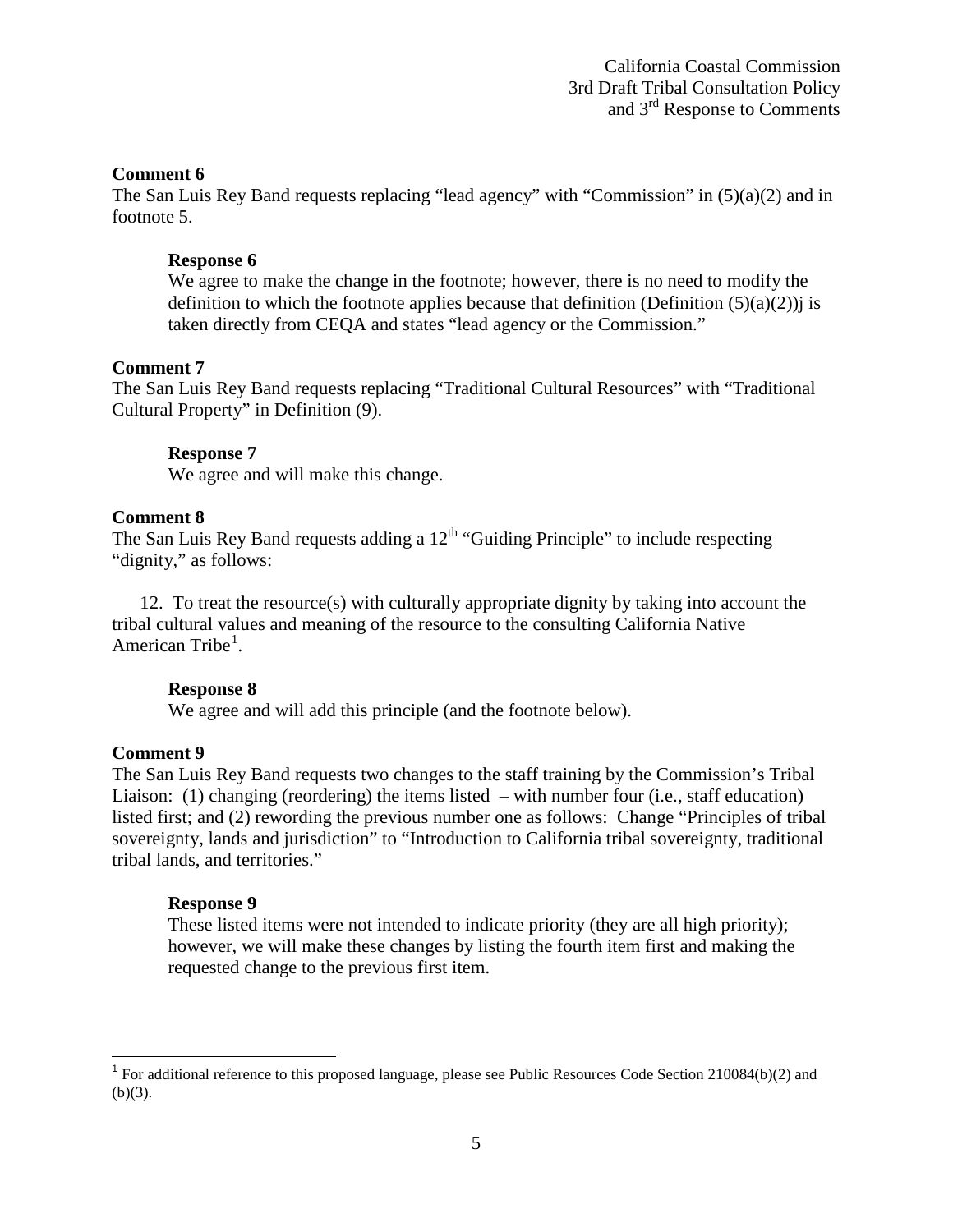**Comment 6**

The San Luis Rey Band requests replacing "lead agency" with "Commission" in (5)(a)(2) and in footnote 5.

> **Response 6**
>
> We agree to make the change in the footnote; however, there is no need to modify the definition to which the footnote applies because that definition (Definition (5)(a)(2))j is taken directly from CEQA and states "lead agency or the Commission."

**Comment 7**

The San Luis Rey Band requests replacing "Traditional Cultural Resources" with "Traditional Cultural Property" in Definition (9).

> **Response 7**
>
> We agree and will make this change.

**Comment 8**

The San Luis Rey Band requests adding a 12th "Guiding Principle" to include respecting "dignity," as follows:

12. To treat the resource(s) with culturally appropriate dignity by taking into account the tribal cultural values and meaning of the resource to the consulting California Native American Tribe[1].

> **Response 8**
>
> We agree and will add this principle (and the footnote below).

**Comment 9**

The San Luis Rey Band requests two changes to the staff training by the Commission's Tribal Liaison: (1) changing (reordering) the items listed – with number four (i.e., staff education) listed first; and (2) rewording the previous number one as follows: Change "Principles of tribal sovereignty, lands and jurisdiction" to "Introduction to California tribal sovereignty, traditional tribal lands, and territories."

> **Response 9**
>
> These listed items were not intended to indicate priority (they are all high priority); however, we will make these changes by listing the fourth item first and making the requested change to the previous first item.

---

[1] For additional reference to this proposed language, please see Public Resources Code Section 210084(b)(2) and (b)(3).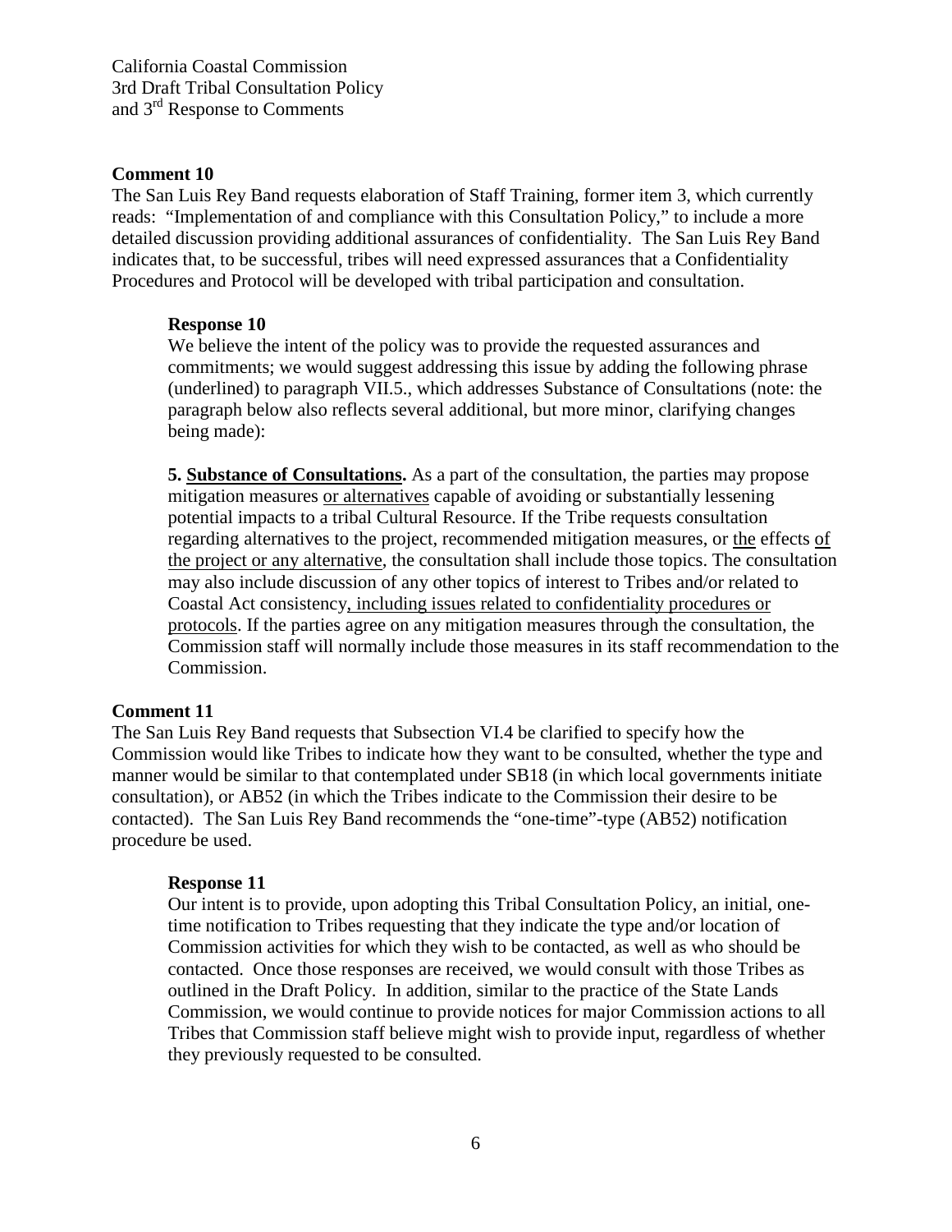**Comment 10**

The San Luis Rey Band requests elaboration of Staff Training, former item 3, which currently reads: "Implementation of and compliance with this Consultation Policy," to include a more detailed discussion providing additional assurances of confidentiality. The San Luis Rey Band indicates that, to be successful, tribes will need expressed assurances that a Confidentiality Procedures and Protocol will be developed with tribal participation and consultation.

> **Response 10**
>
> We believe the intent of the policy was to provide the requested assurances and commitments; we would suggest addressing this issue by adding the following phrase (underlined) to paragraph VII.5., which addresses Substance of Consultations (note: the paragraph below also reflects several additional, but more minor, clarifying changes being made):
>
> **5. <u>Substance of Consultations</u>.** As a part of the consultation, the parties may propose mitigation measures <u>or alternatives</u> capable of avoiding or substantially lessening potential impacts to a tribal Cultural Resource. If the Tribe requests consultation regarding alternatives to the project, recommended mitigation measures, or <u>the</u> effects <u>of the project or any alternative</u>, the consultation shall include those topics. The consultation may also include discussion of any other topics of interest to Tribes and/or related to Coastal Act consistency<u>, including issues related to confidentiality procedures or protocols</u>. If the parties agree on any mitigation measures through the consultation, the Commission staff will normally include those measures in its staff recommendation to the Commission.

**Comment 11**

The San Luis Rey Band requests that Subsection VI.4 be clarified to specify how the Commission would like Tribes to indicate how they want to be consulted, whether the type and manner would be similar to that contemplated under SB18 (in which local governments initiate consultation), or AB52 (in which the Tribes indicate to the Commission their desire to be contacted). The San Luis Rey Band recommends the "one-time"-type (AB52) notification procedure be used.

> **Response 11**
>
> Our intent is to provide, upon adopting this Tribal Consultation Policy, an initial, one-time notification to Tribes requesting that they indicate the type and/or location of Commission activities for which they wish to be contacted, as well as who should be contacted. Once those responses are received, we would consult with those Tribes as outlined in the Draft Policy. In addition, similar to the practice of the State Lands Commission, we would continue to provide notices for major Commission actions to all Tribes that Commission staff believe might wish to provide input, regardless of whether they previously requested to be consulted.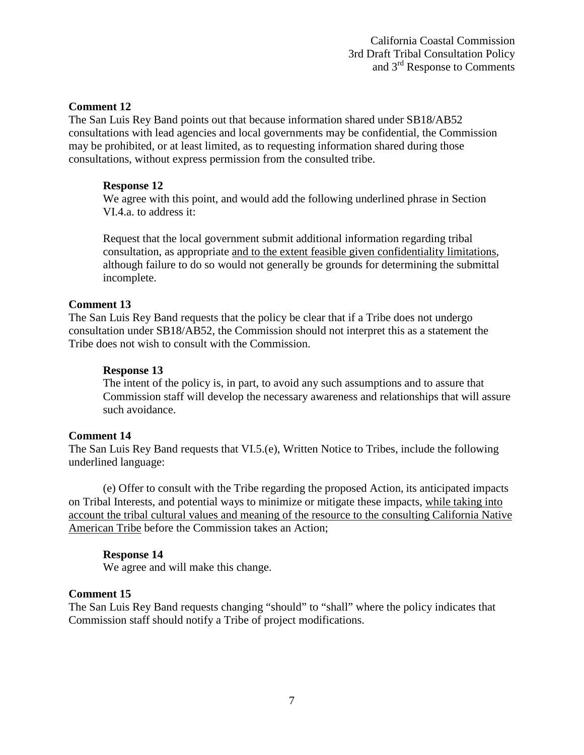**Comment 12**

The San Luis Rey Band points out that because information shared under SB18/AB52 consultations with lead agencies and local governments may be confidential, the Commission may be prohibited, or at least limited, as to requesting information shared during those consultations, without express permission from the consulted tribe.

> **Response 12**
>
> We agree with this point, and would add the following underlined phrase in Section VI.4.a. to address it:
>
> Request that the local government submit additional information regarding tribal consultation, as appropriate <u>and to the extent feasible given confidentiality limitations</u>, although failure to do so would not generally be grounds for determining the submittal incomplete.

**Comment 13**

The San Luis Rey Band requests that the policy be clear that if a Tribe does not undergo consultation under SB18/AB52, the Commission should not interpret this as a statement the Tribe does not wish to consult with the Commission.

> **Response 13**
>
> The intent of the policy is, in part, to avoid any such assumptions and to assure that Commission staff will develop the necessary awareness and relationships that will assure such avoidance.

**Comment 14**

The San Luis Rey Band requests that VI.5.(e), Written Notice to Tribes, include the following underlined language:

(e) Offer to consult with the Tribe regarding the proposed Action, its anticipated impacts on Tribal Interests, and potential ways to minimize or mitigate these impacts, <u>while taking into account the tribal cultural values and meaning of the resource to the consulting California Native American Tribe</u> before the Commission takes an Action;

> **Response 14**
>
> We agree and will make this change.

**Comment 15**

The San Luis Rey Band requests changing "should" to "shall" where the policy indicates that Commission staff should notify a Tribe of project modifications.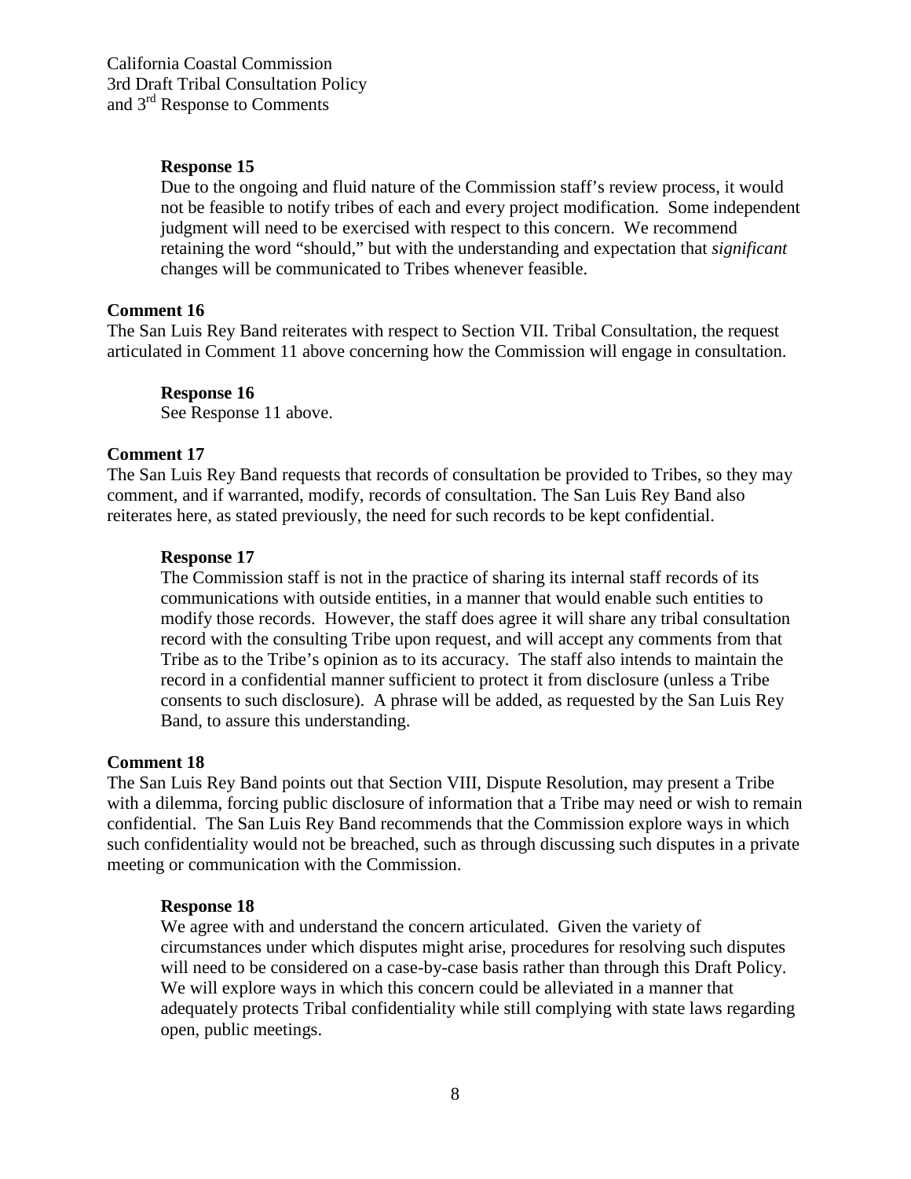**Response 15**

Due to the ongoing and fluid nature of the Commission staff's review process, it would not be feasible to notify tribes of each and every project modification. Some independent judgment will need to be exercised with respect to this concern. We recommend retaining the word "should," but with the understanding and expectation that *significant* changes will be communicated to Tribes whenever feasible.

**Comment 16**

The San Luis Rey Band reiterates with respect to Section VII. Tribal Consultation, the request articulated in Comment 11 above concerning how the Commission will engage in consultation.

**Response 16**

See Response 11 above.

**Comment 17**

The San Luis Rey Band requests that records of consultation be provided to Tribes, so they may comment, and if warranted, modify, records of consultation. The San Luis Rey Band also reiterates here, as stated previously, the need for such records to be kept confidential.

**Response 17**

The Commission staff is not in the practice of sharing its internal staff records of its communications with outside entities, in a manner that would enable such entities to modify those records. However, the staff does agree it will share any tribal consultation record with the consulting Tribe upon request, and will accept any comments from that Tribe as to the Tribe's opinion as to its accuracy. The staff also intends to maintain the record in a confidential manner sufficient to protect it from disclosure (unless a Tribe consents to such disclosure). A phrase will be added, as requested by the San Luis Rey Band, to assure this understanding.

**Comment 18**

The San Luis Rey Band points out that Section VIII, Dispute Resolution, may present a Tribe with a dilemma, forcing public disclosure of information that a Tribe may need or wish to remain confidential. The San Luis Rey Band recommends that the Commission explore ways in which such confidentiality would not be breached, such as through discussing such disputes in a private meeting or communication with the Commission.

**Response 18**

We agree with and understand the concern articulated. Given the variety of circumstances under which disputes might arise, procedures for resolving such disputes will need to be considered on a case-by-case basis rather than through this Draft Policy. We will explore ways in which this concern could be alleviated in a manner that adequately protects Tribal confidentiality while still complying with state laws regarding open, public meetings.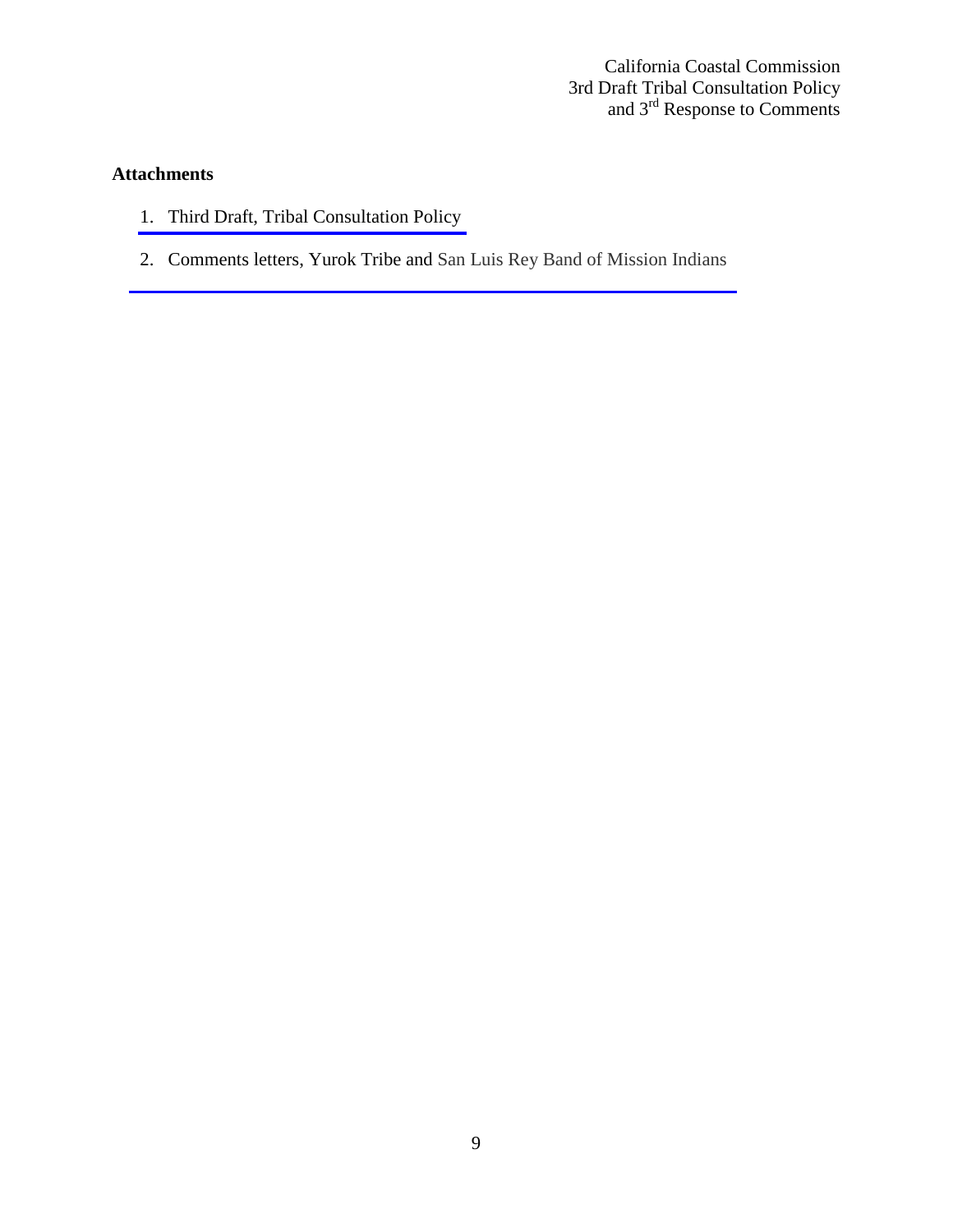## Attachments

1. Third Draft, Tribal Consultation Policy
2. Comments letters, Yurok Tribe and San Luis Rey Band of Mission Indians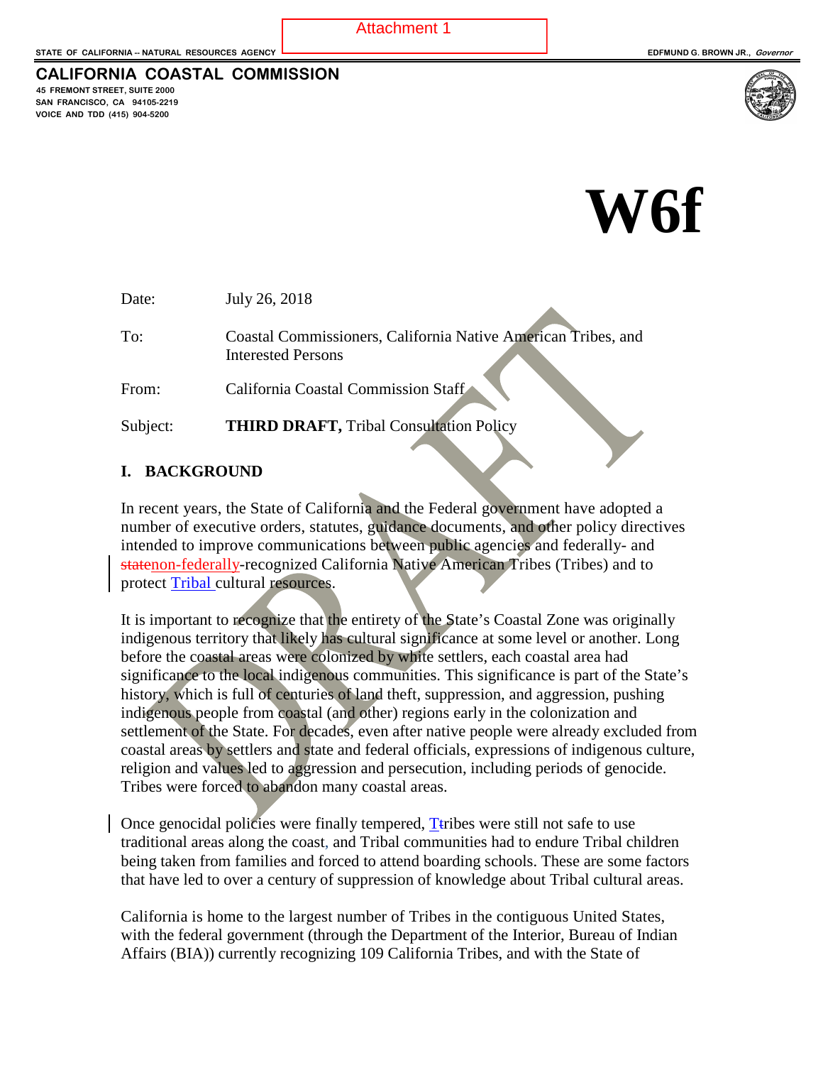Attachment 1

STATE OF CALIFORNIA -- NATURAL RESOURCES AGENCY

EDFMUND G. BROWN JR., *Governor*

**CALIFORNIA COASTAL COMMISSION**

45 FREMONT STREET, SUITE 2000
SAN FRANCISCO, CA 94105-2219
VOICE AND TDD (415) 904-5200

# W6f

Date: July 26, 2018

To: Coastal Commissioners, California Native American Tribes, and Interested Persons

From: California Coastal Commission Staff

Subject: **THIRD DRAFT,** Tribal Consultation Policy

## I. BACKGROUND

In recent years, the State of California and the Federal government have adopted a number of executive orders, statutes, guidance documents, and other policy directives intended to improve communications between public agencies and federally- and ~~state~~non-federally-recognized California Native American Tribes (Tribes) and to protect Tribal cultural resources.

It is important to recognize that the entirety of the State's Coastal Zone was originally indigenous territory that likely has cultural significance at some level or another. Long before the coastal areas were colonized by white settlers, each coastal area had significance to the local indigenous communities. This significance is part of the State's history, which is full of centuries of land theft, suppression, and aggression, pushing indigenous people from coastal (and other) regions early in the colonization and settlement of the State. For decades, even after native people were already excluded from coastal areas by settlers and state and federal officials, expressions of indigenous culture, religion and values led to aggression and persecution, including periods of genocide. Tribes were forced to abandon many coastal areas.

Once genocidal policies were finally tempered, T~~t~~ribes were still not safe to use traditional areas along the coast, and Tribal communities had to endure Tribal children being taken from families and forced to attend boarding schools. These are some factors that have led to over a century of suppression of knowledge about Tribal cultural areas.

California is home to the largest number of Tribes in the contiguous United States, with the federal government (through the Department of the Interior, Bureau of Indian Affairs (BIA)) currently recognizing 109 California Tribes, and with the State of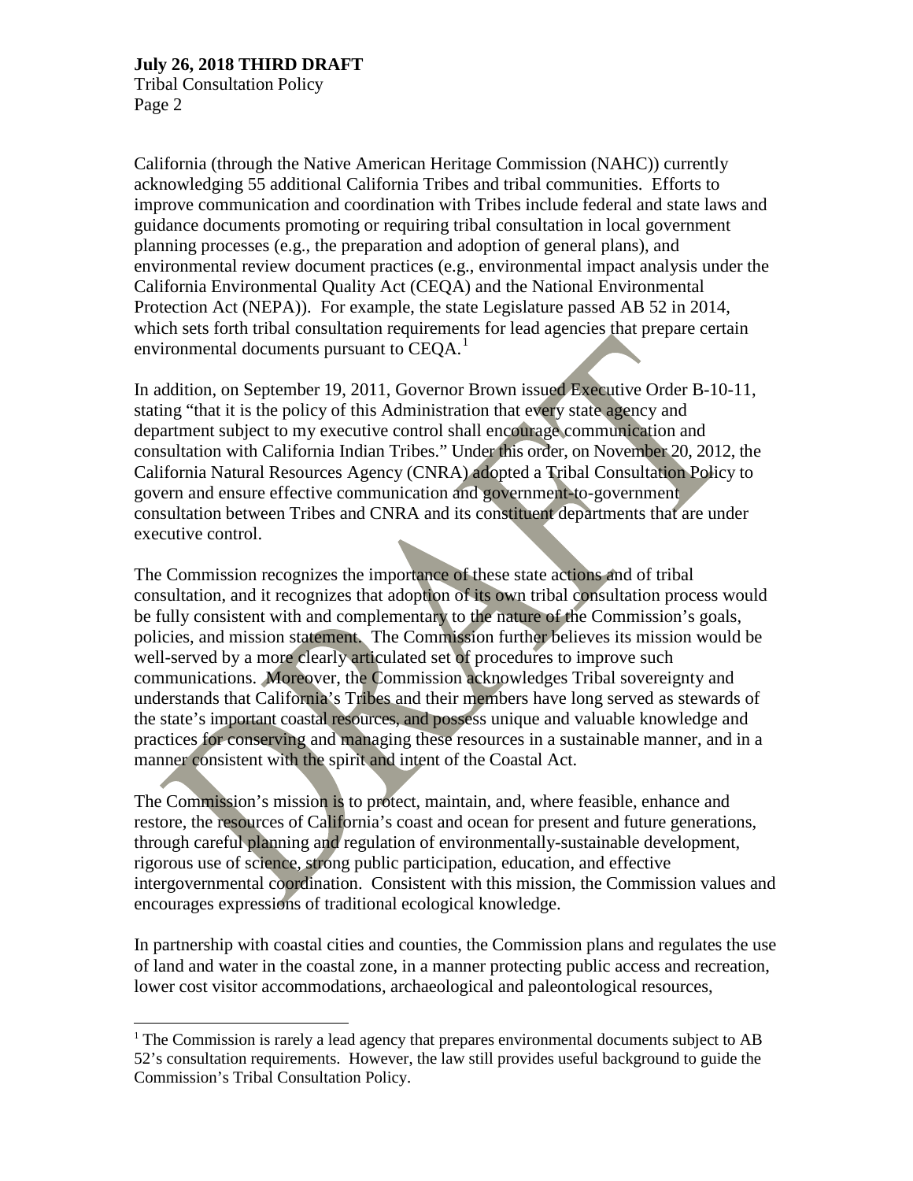California (through the Native American Heritage Commission (NAHC)) currently acknowledging 55 additional California Tribes and tribal communities. Efforts to improve communication and coordination with Tribes include federal and state laws and guidance documents promoting or requiring tribal consultation in local government planning processes (e.g., the preparation and adoption of general plans), and environmental review document practices (e.g., environmental impact analysis under the California Environmental Quality Act (CEQA) and the National Environmental Protection Act (NEPA)). For example, the state Legislature passed AB 52 in 2014, which sets forth tribal consultation requirements for lead agencies that prepare certain environmental documents pursuant to CEQA.[1]

In addition, on September 19, 2011, Governor Brown issued Executive Order B-10-11, stating "that it is the policy of this Administration that every state agency and department subject to my executive control shall encourage communication and consultation with California Indian Tribes." Under this order, on November 20, 2012, the California Natural Resources Agency (CNRA) adopted a Tribal Consultation Policy to govern and ensure effective communication and government-to-government consultation between Tribes and CNRA and its constituent departments that are under executive control.

The Commission recognizes the importance of these state actions and of tribal consultation, and it recognizes that adoption of its own tribal consultation process would be fully consistent with and complementary to the nature of the Commission's goals, policies, and mission statement. The Commission further believes its mission would be well-served by a more clearly articulated set of procedures to improve such communications. Moreover, the Commission acknowledges Tribal sovereignty and understands that California's Tribes and their members have long served as stewards of the state's important coastal resources, and possess unique and valuable knowledge and practices for conserving and managing these resources in a sustainable manner, and in a manner consistent with the spirit and intent of the Coastal Act.

The Commission's mission is to protect, maintain, and, where feasible, enhance and restore, the resources of California's coast and ocean for present and future generations, through careful planning and regulation of environmentally-sustainable development, rigorous use of science, strong public participation, education, and effective intergovernmental coordination. Consistent with this mission, the Commission values and encourages expressions of traditional ecological knowledge.

In partnership with coastal cities and counties, the Commission plans and regulates the use of land and water in the coastal zone, in a manner protecting public access and recreation, lower cost visitor accommodations, archaeological and paleontological resources,

[1] The Commission is rarely a lead agency that prepares environmental documents subject to AB 52's consultation requirements. However, the law still provides useful background to guide the Commission's Tribal Consultation Policy.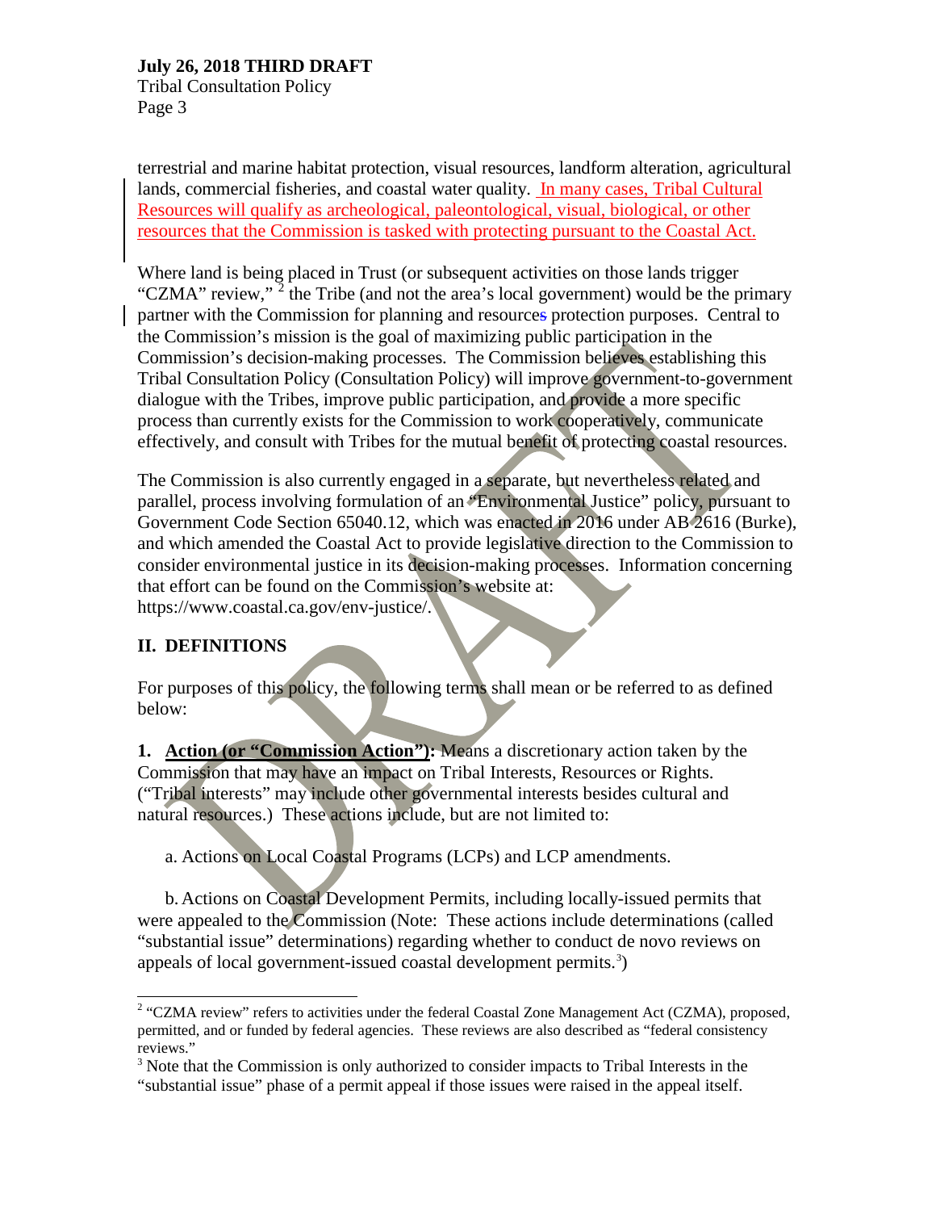terrestrial and marine habitat protection, visual resources, landform alteration, agricultural lands, commercial fisheries, and coastal water quality. In many cases, Tribal Cultural Resources will qualify as archeological, paleontological, visual, biological, or other resources that the Commission is tasked with protecting pursuant to the Coastal Act.

Where land is being placed in Trust (or subsequent activities on those lands trigger "CZMA" review,"[2] the Tribe (and not the area's local government) would be the primary partner with the Commission for planning and resources protection purposes. Central to the Commission's mission is the goal of maximizing public participation in the Commission's decision-making processes. The Commission believes establishing this Tribal Consultation Policy (Consultation Policy) will improve government-to-government dialogue with the Tribes, improve public participation, and provide a more specific process than currently exists for the Commission to work cooperatively, communicate effectively, and consult with Tribes for the mutual benefit of protecting coastal resources.

The Commission is also currently engaged in a separate, but nevertheless related and parallel, process involving formulation of an "Environmental Justice" policy, pursuant to Government Code Section 65040.12, which was enacted in 2016 under AB 2616 (Burke), and which amended the Coastal Act to provide legislative direction to the Commission to consider environmental justice in its decision-making processes. Information concerning that effort can be found on the Commission's website at: https://www.coastal.ca.gov/env-justice/.

## II. DEFINITIONS

For purposes of this policy, the following terms shall mean or be referred to as defined below:

**1. Action (or "Commission Action"):** Means a discretionary action taken by the Commission that may have an impact on Tribal Interests, Resources or Rights. ("Tribal interests" may include other governmental interests besides cultural and natural resources.) These actions include, but are not limited to:

a. Actions on Local Coastal Programs (LCPs) and LCP amendments.

b. Actions on Coastal Development Permits, including locally-issued permits that were appealed to the Commission (Note: These actions include determinations (called "substantial issue" determinations) regarding whether to conduct de novo reviews on appeals of local government-issued coastal development permits.[3])

---

[2] "CZMA review" refers to activities under the federal Coastal Zone Management Act (CZMA), proposed, permitted, and or funded by federal agencies. These reviews are also described as "federal consistency reviews."

[3] Note that the Commission is only authorized to consider impacts to Tribal Interests in the "substantial issue" phase of a permit appeal if those issues were raised in the appeal itself.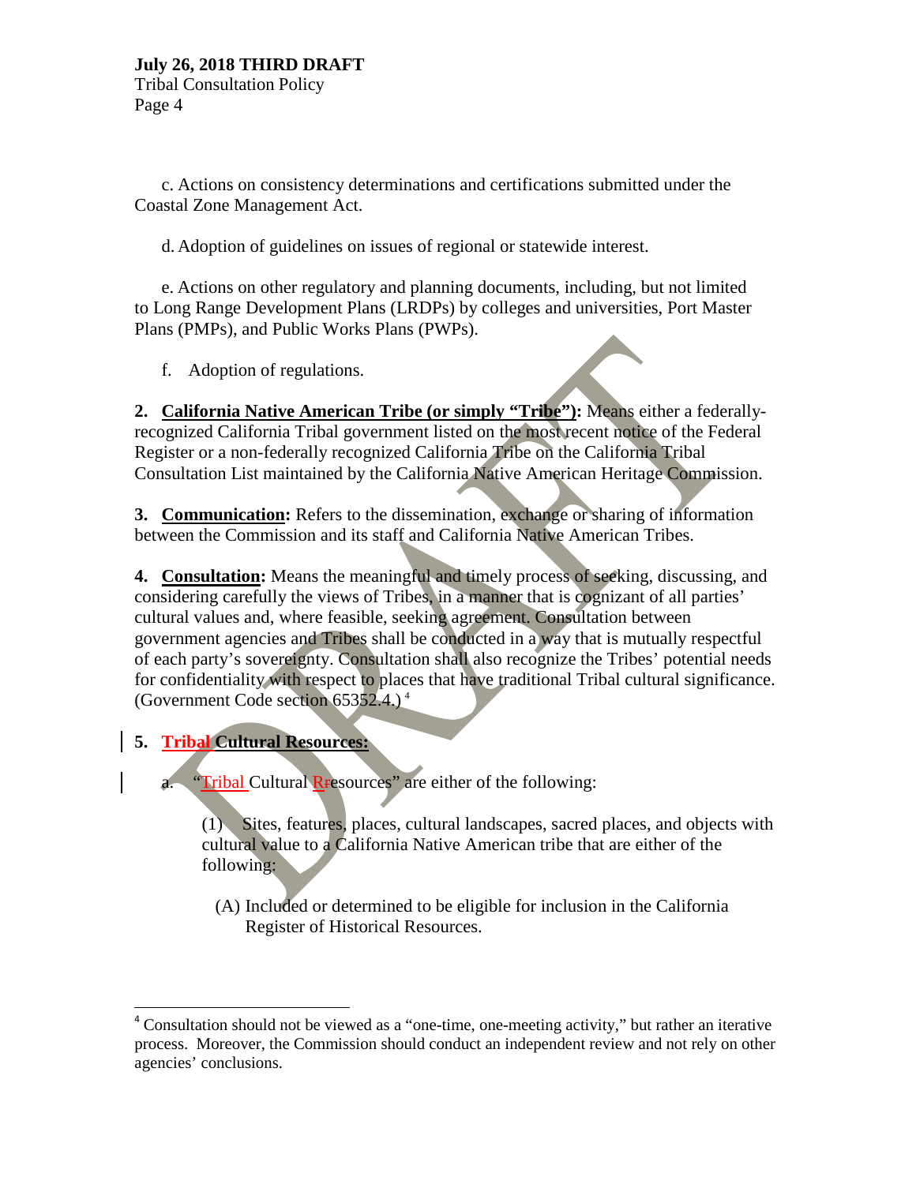c. Actions on consistency determinations and certifications submitted under the Coastal Zone Management Act.

d. Adoption of guidelines on issues of regional or statewide interest.

e. Actions on other regulatory and planning documents, including, but not limited to Long Range Development Plans (LRDPs) by colleges and universities, Port Master Plans (PMPs), and Public Works Plans (PWPs).

f. Adoption of regulations.

**2. California Native American Tribe (or simply "Tribe"):** Means either a federally-recognized California Tribal government listed on the most recent notice of the Federal Register or a non-federally recognized California Tribe on the California Tribal Consultation List maintained by the California Native American Heritage Commission.

**3. Communication:** Refers to the dissemination, exchange or sharing of information between the Commission and its staff and California Native American Tribes.

**4. Consultation:** Means the meaningful and timely process of seeking, discussing, and considering carefully the views of Tribes, in a manner that is cognizant of all parties' cultural values and, where feasible, seeking agreement. Consultation between government agencies and Tribes shall be conducted in a way that is mutually respectful of each party's sovereignty. Consultation shall also recognize the Tribes' potential needs for confidentiality with respect to places that have traditional Tribal cultural significance. (Government Code section 65352.4.) [4]

**5. Tribal Cultural Resources:**

a. "Tribal Cultural Rresources" are either of the following:

(1) Sites, features, places, cultural landscapes, sacred places, and objects with cultural value to a California Native American tribe that are either of the following:

(A) Included or determined to be eligible for inclusion in the California Register of Historical Resources.

---

[4] Consultation should not be viewed as a "one-time, one-meeting activity," but rather an iterative process. Moreover, the Commission should conduct an independent review and not rely on other agencies' conclusions.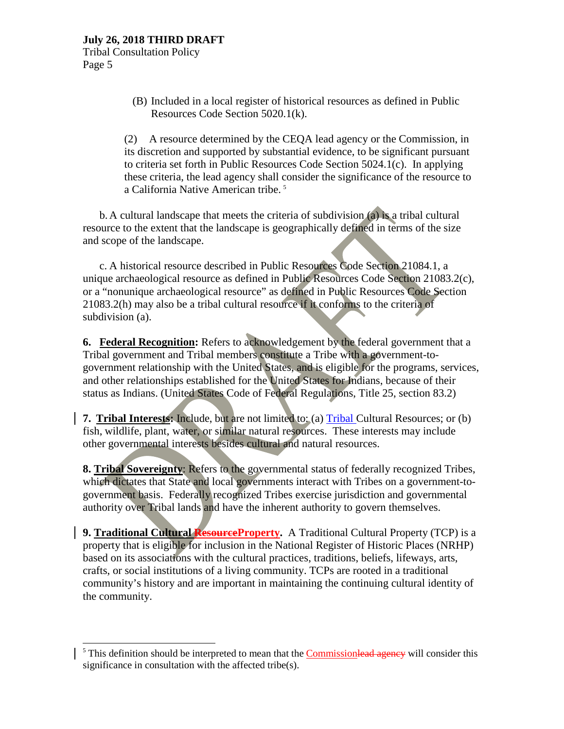(B) Included in a local register of historical resources as defined in Public Resources Code Section 5020.1(k).

(2) A resource determined by the CEQA lead agency or the Commission, in its discretion and supported by substantial evidence, to be significant pursuant to criteria set forth in Public Resources Code Section 5024.1(c). In applying these criteria, the lead agency shall consider the significance of the resource to a California Native American tribe. [5]

b. A cultural landscape that meets the criteria of subdivision (a) is a tribal cultural resource to the extent that the landscape is geographically defined in terms of the size and scope of the landscape.

c. A historical resource described in Public Resources Code Section 21084.1, a unique archaeological resource as defined in Public Resources Code Section 21083.2(c), or a "nonunique archaeological resource" as defined in Public Resources Code Section 21083.2(h) may also be a tribal cultural resource if it conforms to the criteria of subdivision (a).

**6. Federal Recognition:** Refers to acknowledgement by the federal government that a Tribal government and Tribal members constitute a Tribe with a government-to-government relationship with the United States, and is eligible for the programs, services, and other relationships established for the United States for Indians, because of their status as Indians. (United States Code of Federal Regulations, Title 25, section 83.2)

**7. Tribal Interests:** Include, but are not limited to: (a) Tribal Cultural Resources; or (b) fish, wildlife, plant, water, or similar natural resources. These interests may include other governmental interests besides cultural and natural resources.

**8. Tribal Sovereignty**: Refers to the governmental status of federally recognized Tribes, which dictates that State and local governments interact with Tribes on a government-to-government basis. Federally recognized Tribes exercise jurisdiction and governmental authority over Tribal lands and have the inherent authority to govern themselves.

**9. Traditional Cultural ~~Resource~~Property.** A Traditional Cultural Property (TCP) is a property that is eligible for inclusion in the National Register of Historic Places (NRHP) based on its associations with the cultural practices, traditions, beliefs, lifeways, arts, crafts, or social institutions of a living community. TCPs are rooted in a traditional community's history and are important in maintaining the continuing cultural identity of the community.

---

[5] This definition should be interpreted to mean that the Commission~~lead agency~~ will consider this significance in consultation with the affected tribe(s).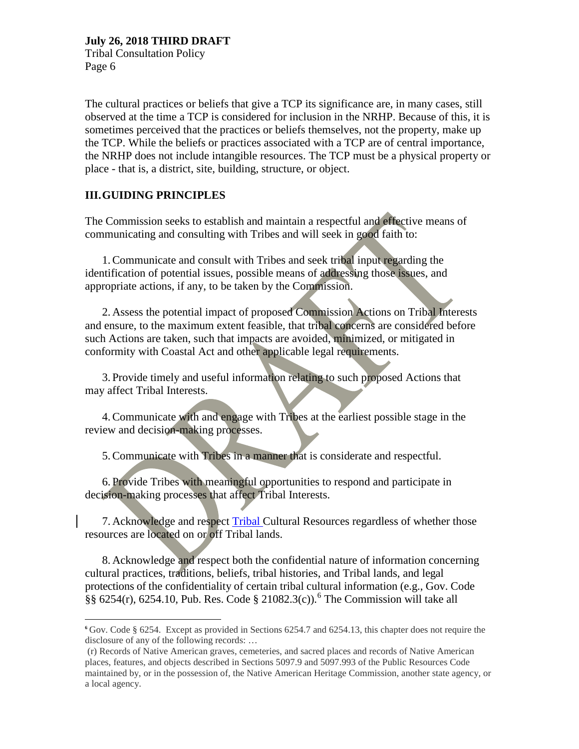The cultural practices or beliefs that give a TCP its significance are, in many cases, still observed at the time a TCP is considered for inclusion in the NRHP. Because of this, it is sometimes perceived that the practices or beliefs themselves, not the property, make up the TCP. While the beliefs or practices associated with a TCP are of central importance, the NRHP does not include intangible resources. The TCP must be a physical property or place - that is, a district, site, building, structure, or object.

## III. GUIDING PRINCIPLES

The Commission seeks to establish and maintain a respectful and effective means of communicating and consulting with Tribes and will seek in good faith to:

1. Communicate and consult with Tribes and seek tribal input regarding the identification of potential issues, possible means of addressing those issues, and appropriate actions, if any, to be taken by the Commission.

2. Assess the potential impact of proposed Commission Actions on Tribal Interests and ensure, to the maximum extent feasible, that tribal concerns are considered before such Actions are taken, such that impacts are avoided, minimized, or mitigated in conformity with Coastal Act and other applicable legal requirements.

3. Provide timely and useful information relating to such proposed Actions that may affect Tribal Interests.

4. Communicate with and engage with Tribes at the earliest possible stage in the review and decision-making processes.

5. Communicate with Tribes in a manner that is considerate and respectful.

6. Provide Tribes with meaningful opportunities to respond and participate in decision-making processes that affect Tribal Interests.

7. Acknowledge and respect Tribal Cultural Resources regardless of whether those resources are located on or off Tribal lands.

8. Acknowledge and respect both the confidential nature of information concerning cultural practices, traditions, beliefs, tribal histories, and Tribal lands, and legal protections of the confidentiality of certain tribal cultural information (e.g., Gov. Code §§ 6254(r), 6254.10, Pub. Res. Code § 21082.3(c)).[6] The Commission will take all

---

[6] Gov. Code § 6254. Except as provided in Sections 6254.7 and 6254.13, this chapter does not require the disclosure of any of the following records: …

(r) Records of Native American graves, cemeteries, and sacred places and records of Native American places, features, and objects described in Sections 5097.9 and 5097.993 of the Public Resources Code maintained by, or in the possession of, the Native American Heritage Commission, another state agency, or a local agency.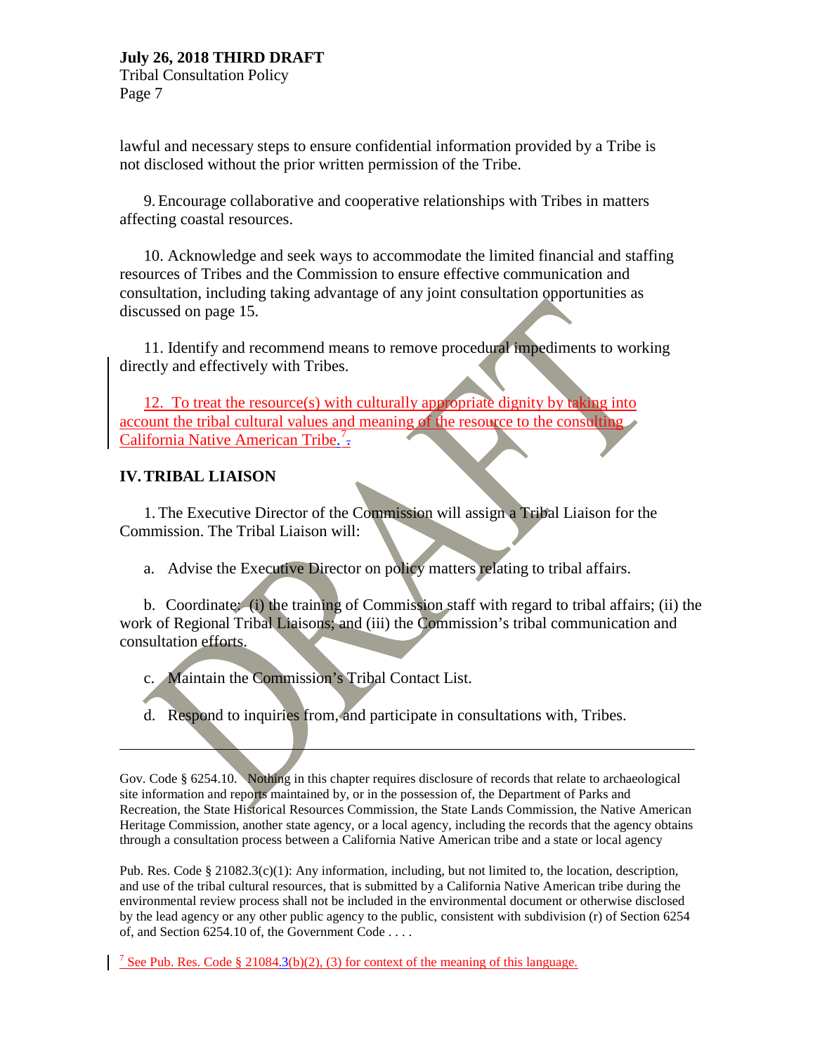lawful and necessary steps to ensure confidential information provided by a Tribe is not disclosed without the prior written permission of the Tribe.

9. Encourage collaborative and cooperative relationships with Tribes in matters affecting coastal resources.

10. Acknowledge and seek ways to accommodate the limited financial and staffing resources of Tribes and the Commission to ensure effective communication and consultation, including taking advantage of any joint consultation opportunities as discussed on page 15.

11. Identify and recommend means to remove procedural impediments to working directly and effectively with Tribes.

12. To treat the resource(s) with culturally appropriate dignity by taking into account the tribal cultural values and meaning of the resource to the consulting California Native American Tribe.[7]

## IV. TRIBAL LIAISON

1. The Executive Director of the Commission will assign a Tribal Liaison for the Commission. The Tribal Liaison will:

a. Advise the Executive Director on policy matters relating to tribal affairs.

b. Coordinate: (i) the training of Commission staff with regard to tribal affairs; (ii) the work of Regional Tribal Liaisons; and (iii) the Commission's tribal communication and consultation efforts.

c. Maintain the Commission's Tribal Contact List.

d. Respond to inquiries from, and participate in consultations with, Tribes.

---

Gov. Code § 6254.10. Nothing in this chapter requires disclosure of records that relate to archaeological site information and reports maintained by, or in the possession of, the Department of Parks and Recreation, the State Historical Resources Commission, the State Lands Commission, the Native American Heritage Commission, another state agency, or a local agency, including the records that the agency obtains through a consultation process between a California Native American tribe and a state or local agency

Pub. Res. Code § 21082.3(c)(1): Any information, including, but not limited to, the location, description, and use of the tribal cultural resources, that is submitted by a California Native American tribe during the environmental review process shall not be included in the environmental document or otherwise disclosed by the lead agency or any other public agency to the public, consistent with subdivision (r) of Section 6254 of, and Section 6254.10 of, the Government Code . . . .

[7] See Pub. Res. Code § 21084.3(b)(2), (3) for context of the meaning of this language.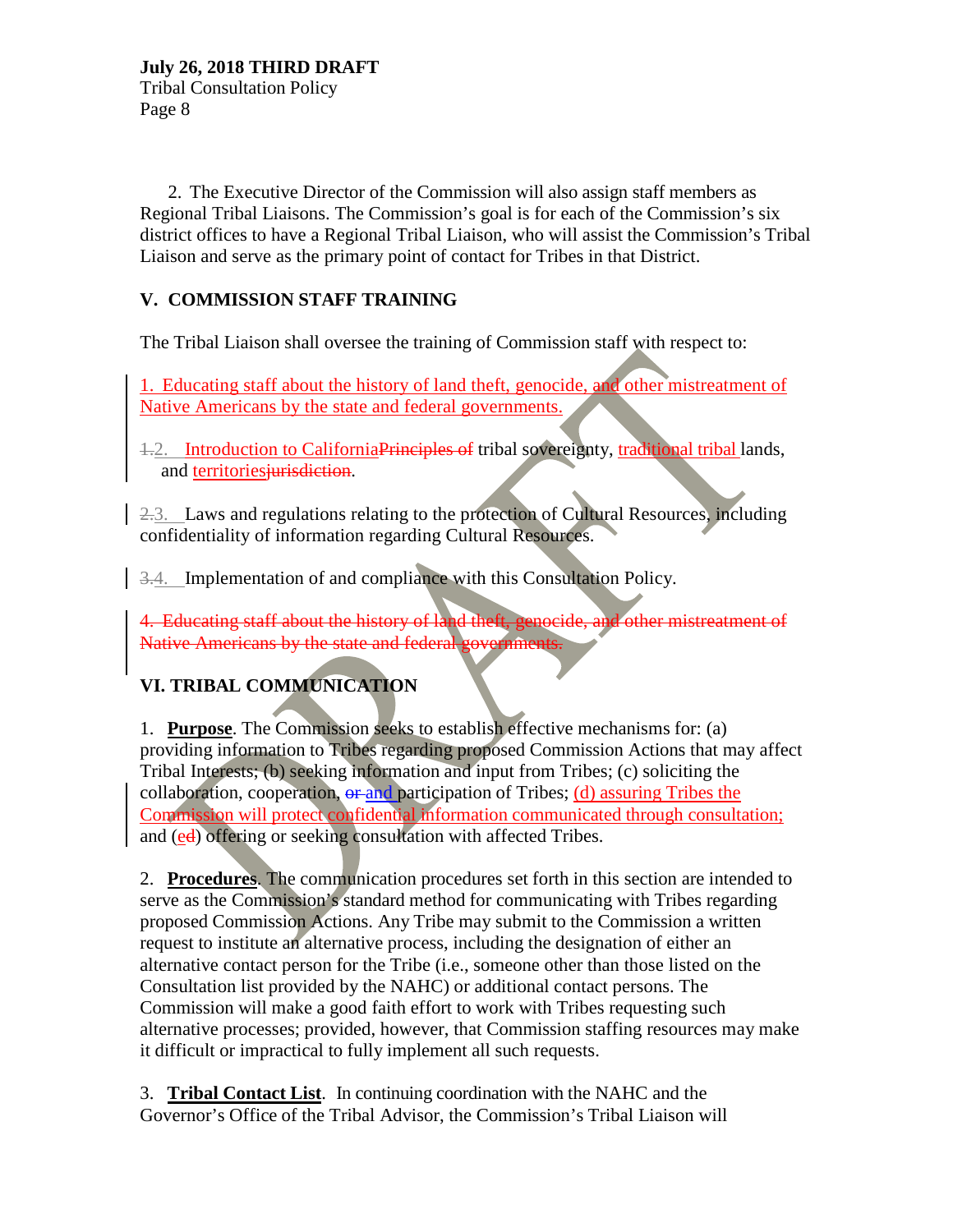2. The Executive Director of the Commission will also assign staff members as Regional Tribal Liaisons. The Commission's goal is for each of the Commission's six district offices to have a Regional Tribal Liaison, who will assist the Commission's Tribal Liaison and serve as the primary point of contact for Tribes in that District.

## V. COMMISSION STAFF TRAINING

The Tribal Liaison shall oversee the training of Commission staff with respect to:

1. Educating staff about the history of land theft, genocide, and other mistreatment of Native Americans by the state and federal governments.

~~1.~~2. Introduction to California~~Principles of~~ tribal sovereignty, traditional tribal lands, and territories~~jurisdiction~~.

~~2.~~3. Laws and regulations relating to the protection of Cultural Resources, including confidentiality of information regarding Cultural Resources.

~~3.~~4. Implementation of and compliance with this Consultation Policy.

~~4. Educating staff about the history of land theft, genocide, and other mistreatment of Native Americans by the state and federal governments.~~

## VI. TRIBAL COMMUNICATION

1. **Purpose**. The Commission seeks to establish effective mechanisms for: (a) providing information to Tribes regarding proposed Commission Actions that may affect Tribal Interests; (b) seeking information and input from Tribes; (c) soliciting the collaboration, cooperation, ~~or~~ and participation of Tribes; (d) assuring Tribes the Commission will protect confidential information communicated through consultation; and (e~~d~~) offering or seeking consultation with affected Tribes.

2. **Procedures**. The communication procedures set forth in this section are intended to serve as the Commission's standard method for communicating with Tribes regarding proposed Commission Actions. Any Tribe may submit to the Commission a written request to institute an alternative process, including the designation of either an alternative contact person for the Tribe (i.e., someone other than those listed on the Consultation list provided by the NAHC) or additional contact persons. The Commission will make a good faith effort to work with Tribes requesting such alternative processes; provided, however, that Commission staffing resources may make it difficult or impractical to fully implement all such requests.

3. **Tribal Contact List**. In continuing coordination with the NAHC and the Governor's Office of the Tribal Advisor, the Commission's Tribal Liaison will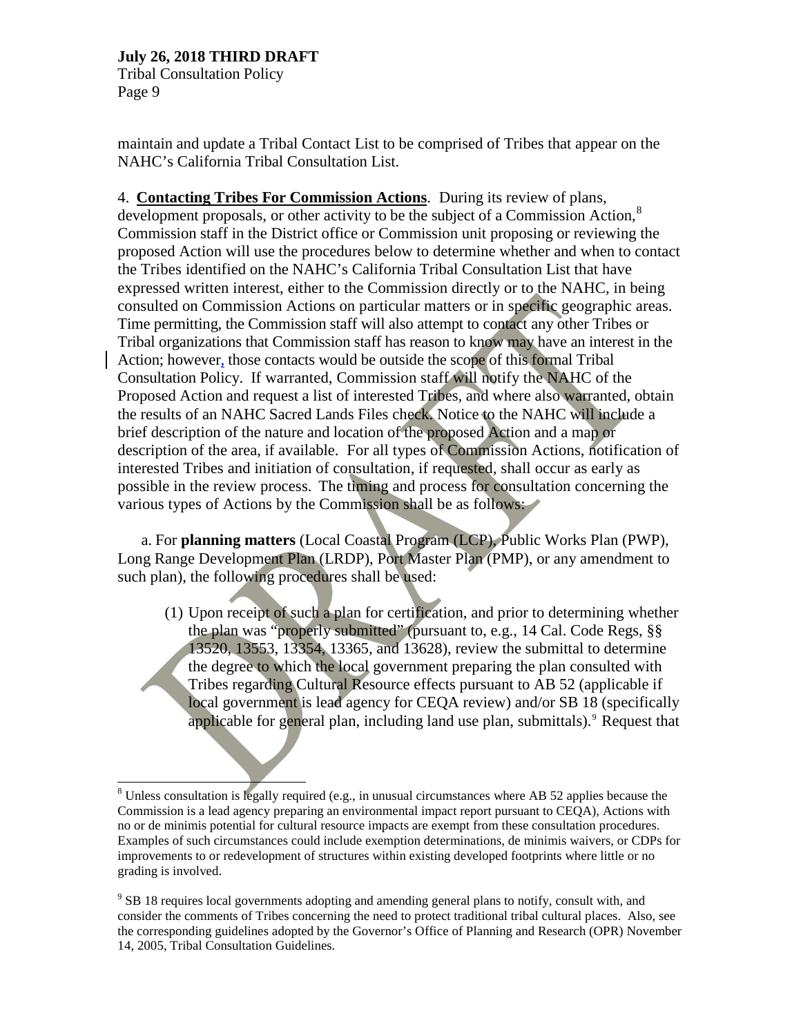maintain and update a Tribal Contact List to be comprised of Tribes that appear on the NAHC's California Tribal Consultation List.

4. **Contacting Tribes For Commission Actions**. During its review of plans, development proposals, or other activity to be the subject of a Commission Action,[8] Commission staff in the District office or Commission unit proposing or reviewing the proposed Action will use the procedures below to determine whether and when to contact the Tribes identified on the NAHC's California Tribal Consultation List that have expressed written interest, either to the Commission directly or to the NAHC, in being consulted on Commission Actions on particular matters or in specific geographic areas. Time permitting, the Commission staff will also attempt to contact any other Tribes or Tribal organizations that Commission staff has reason to know may have an interest in the Action; however, those contacts would be outside the scope of this formal Tribal Consultation Policy. If warranted, Commission staff will notify the NAHC of the Proposed Action and request a list of interested Tribes, and where also warranted, obtain the results of an NAHC Sacred Lands Files check. Notice to the NAHC will include a brief description of the nature and location of the proposed Action and a map or description of the area, if available. For all types of Commission Actions, notification of interested Tribes and initiation of consultation, if requested, shall occur as early as possible in the review process. The timing and process for consultation concerning the various types of Actions by the Commission shall be as follows:

a. For **planning matters** (Local Coastal Program (LCP), Public Works Plan (PWP), Long Range Development Plan (LRDP), Port Master Plan (PMP), or any amendment to such plan), the following procedures shall be used:

(1) Upon receipt of such a plan for certification, and prior to determining whether the plan was "properly submitted" (pursuant to, e.g., 14 Cal. Code Regs, §§ 13520, 13553, 13354, 13365, and 13628), review the submittal to determine the degree to which the local government preparing the plan consulted with Tribes regarding Cultural Resource effects pursuant to AB 52 (applicable if local government is lead agency for CEQA review) and/or SB 18 (specifically applicable for general plan, including land use plan, submittals).[9] Request that

---

[8] Unless consultation is legally required (e.g., in unusual circumstances where AB 52 applies because the Commission is a lead agency preparing an environmental impact report pursuant to CEQA), Actions with no or de minimis potential for cultural resource impacts are exempt from these consultation procedures. Examples of such circumstances could include exemption determinations, de minimis waivers, or CDPs for improvements to or redevelopment of structures within existing developed footprints where little or no grading is involved.

[9] SB 18 requires local governments adopting and amending general plans to notify, consult with, and consider the comments of Tribes concerning the need to protect traditional tribal cultural places. Also, see the corresponding guidelines adopted by the Governor's Office of Planning and Research (OPR) November 14, 2005, Tribal Consultation Guidelines.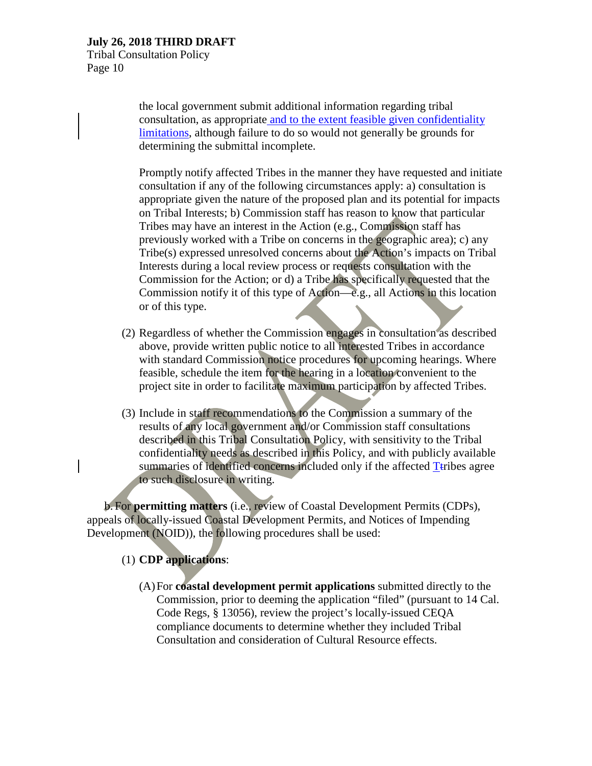the local government submit additional information regarding tribal consultation, as appropriate and to the extent feasible given confidentiality limitations, although failure to do so would not generally be grounds for determining the submittal incomplete.

Promptly notify affected Tribes in the manner they have requested and initiate consultation if any of the following circumstances apply: a) consultation is appropriate given the nature of the proposed plan and its potential for impacts on Tribal Interests; b) Commission staff has reason to know that particular Tribes may have an interest in the Action (e.g., Commission staff has previously worked with a Tribe on concerns in the geographic area); c) any Tribe(s) expressed unresolved concerns about the Action's impacts on Tribal Interests during a local review process or requests consultation with the Commission for the Action; or d) a Tribe has specifically requested that the Commission notify it of this type of Action—e.g., all Actions in this location or of this type.

(2) Regardless of whether the Commission engages in consultation as described above, provide written public notice to all interested Tribes in accordance with standard Commission notice procedures for upcoming hearings. Where feasible, schedule the item for the hearing in a location convenient to the project site in order to facilitate maximum participation by affected Tribes.

(3) Include in staff recommendations to the Commission a summary of the results of any local government and/or Commission staff consultations described in this Tribal Consultation Policy, with sensitivity to the Tribal confidentiality needs as described in this Policy, and with publicly available summaries of identified concerns included only if the affected Tribes agree to such disclosure in writing.

b. For **permitting matters** (i.e., review of Coastal Development Permits (CDPs), appeals of locally-issued Coastal Development Permits, and Notices of Impending Development (NOID)), the following procedures shall be used:

(1) **CDP applications**:

(A) For **coastal development permit applications** submitted directly to the Commission, prior to deeming the application "filed" (pursuant to 14 Cal. Code Regs, § 13056), review the project's locally-issued CEQA compliance documents to determine whether they included Tribal Consultation and consideration of Cultural Resource effects.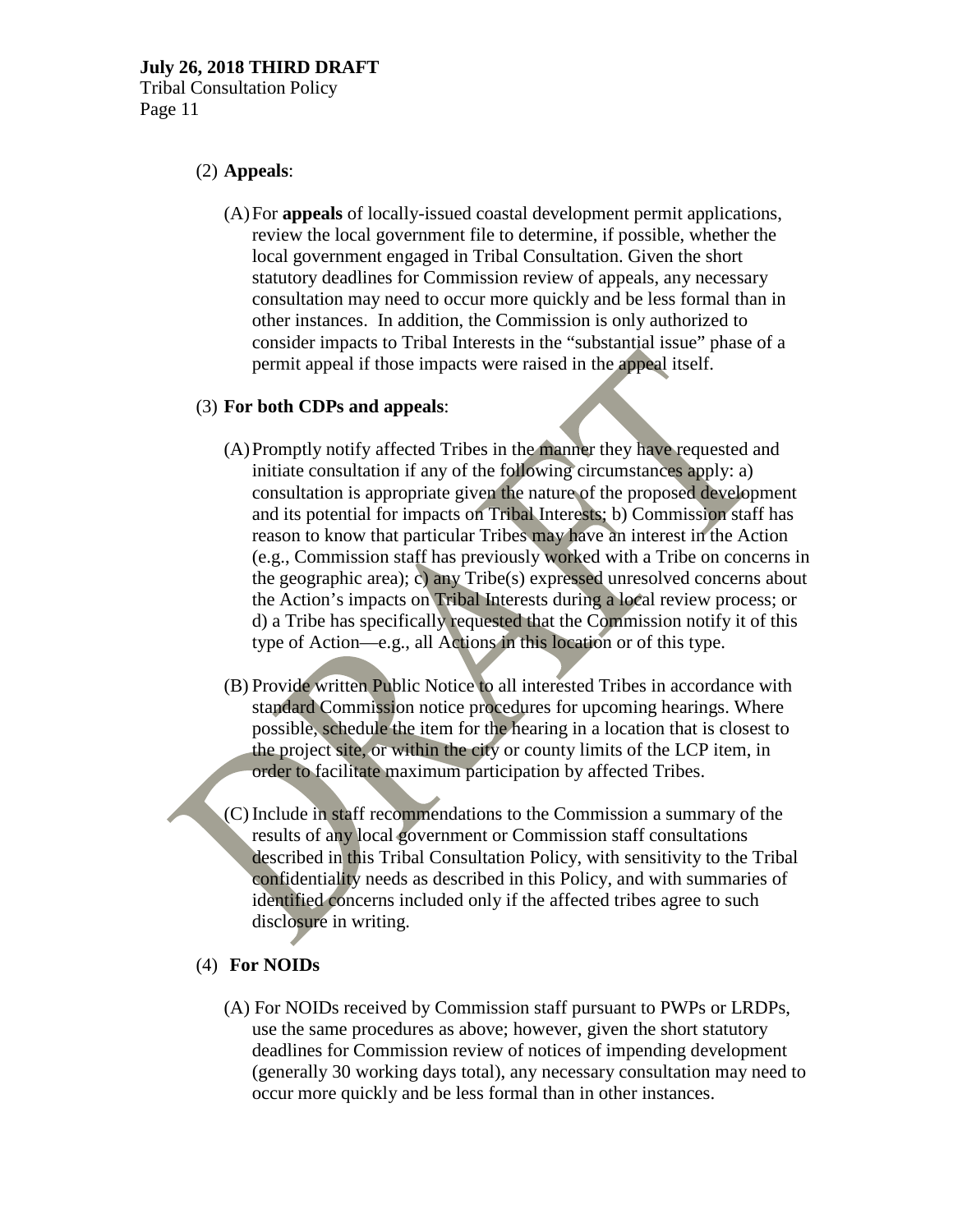(2) **Appeals**:

(A) For **appeals** of locally-issued coastal development permit applications, review the local government file to determine, if possible, whether the local government engaged in Tribal Consultation. Given the short statutory deadlines for Commission review of appeals, any necessary consultation may need to occur more quickly and be less formal than in other instances. In addition, the Commission is only authorized to consider impacts to Tribal Interests in the "substantial issue" phase of a permit appeal if those impacts were raised in the appeal itself.

(3) **For both CDPs and appeals**:

(A) Promptly notify affected Tribes in the manner they have requested and initiate consultation if any of the following circumstances apply: a) consultation is appropriate given the nature of the proposed development and its potential for impacts on Tribal Interests; b) Commission staff has reason to know that particular Tribes may have an interest in the Action (e.g., Commission staff has previously worked with a Tribe on concerns in the geographic area); c) any Tribe(s) expressed unresolved concerns about the Action's impacts on Tribal Interests during a local review process; or d) a Tribe has specifically requested that the Commission notify it of this type of Action—e.g., all Actions in this location or of this type.

(B) Provide written Public Notice to all interested Tribes in accordance with standard Commission notice procedures for upcoming hearings. Where possible, schedule the item for the hearing in a location that is closest to the project site, or within the city or county limits of the LCP item, in order to facilitate maximum participation by affected Tribes.

(C) Include in staff recommendations to the Commission a summary of the results of any local government or Commission staff consultations described in this Tribal Consultation Policy, with sensitivity to the Tribal confidentiality needs as described in this Policy, and with summaries of identified concerns included only if the affected tribes agree to such disclosure in writing.

(4) **For NOIDs**

(A) For NOIDs received by Commission staff pursuant to PWPs or LRDPs, use the same procedures as above; however, given the short statutory deadlines for Commission review of notices of impending development (generally 30 working days total), any necessary consultation may need to occur more quickly and be less formal than in other instances.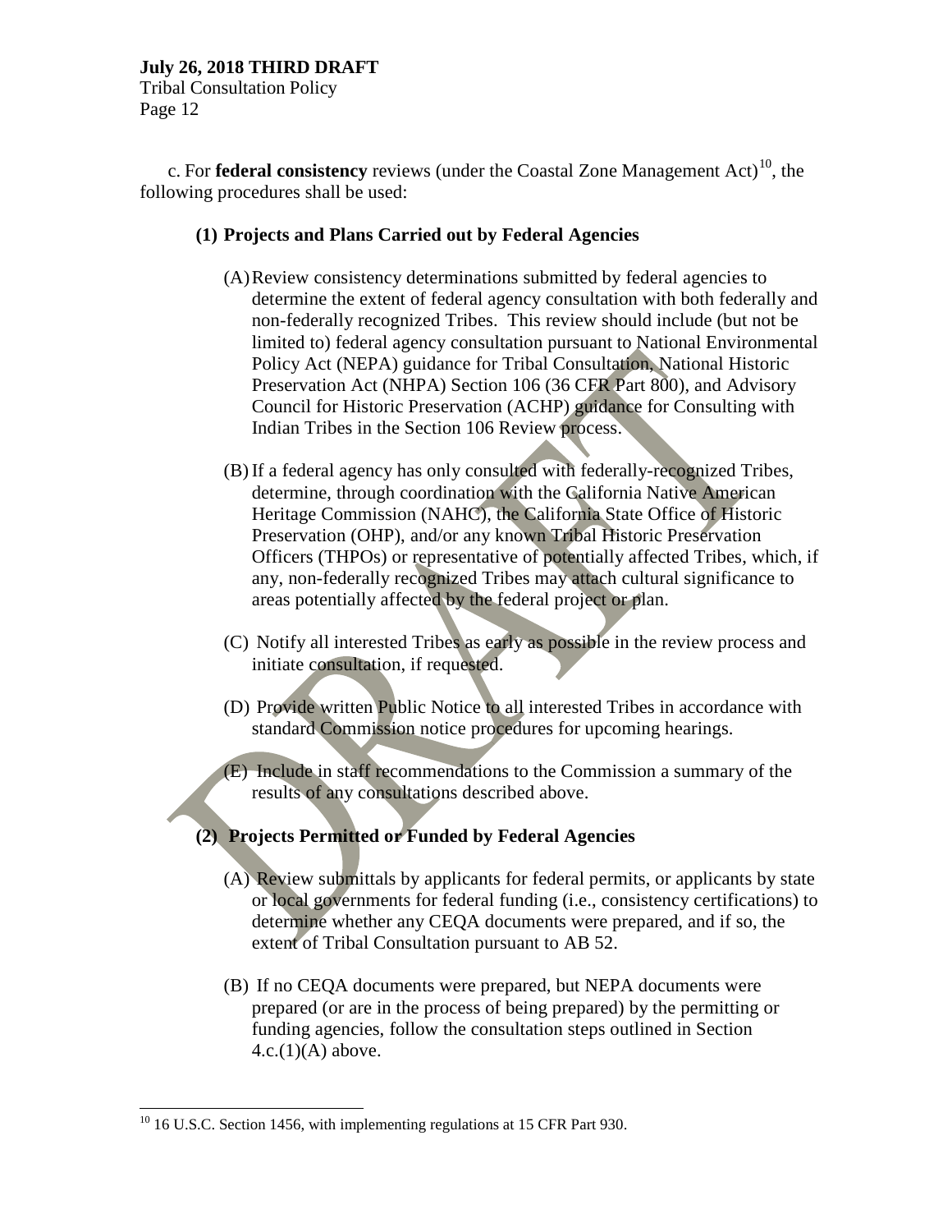c. For **federal consistency** reviews (under the Coastal Zone Management Act)[10], the following procedures shall be used:

**(1) Projects and Plans Carried out by Federal Agencies**

(A) Review consistency determinations submitted by federal agencies to determine the extent of federal agency consultation with both federally and non-federally recognized Tribes. This review should include (but not be limited to) federal agency consultation pursuant to National Environmental Policy Act (NEPA) guidance for Tribal Consultation, National Historic Preservation Act (NHPA) Section 106 (36 CFR Part 800), and Advisory Council for Historic Preservation (ACHP) guidance for Consulting with Indian Tribes in the Section 106 Review process.

(B) If a federal agency has only consulted with federally-recognized Tribes, determine, through coordination with the California Native American Heritage Commission (NAHC), the California State Office of Historic Preservation (OHP), and/or any known Tribal Historic Preservation Officers (THPOs) or representative of potentially affected Tribes, which, if any, non-federally recognized Tribes may attach cultural significance to areas potentially affected by the federal project or plan.

(C) Notify all interested Tribes as early as possible in the review process and initiate consultation, if requested.

(D) Provide written Public Notice to all interested Tribes in accordance with standard Commission notice procedures for upcoming hearings.

(E) Include in staff recommendations to the Commission a summary of the results of any consultations described above.

**(2) Projects Permitted or Funded by Federal Agencies**

(A) Review submittals by applicants for federal permits, or applicants by state or local governments for federal funding (i.e., consistency certifications) to determine whether any CEQA documents were prepared, and if so, the extent of Tribal Consultation pursuant to AB 52.

(B) If no CEQA documents were prepared, but NEPA documents were prepared (or are in the process of being prepared) by the permitting or funding agencies, follow the consultation steps outlined in Section 4.c.(1)(A) above.

[10] 16 U.S.C. Section 1456, with implementing regulations at 15 CFR Part 930.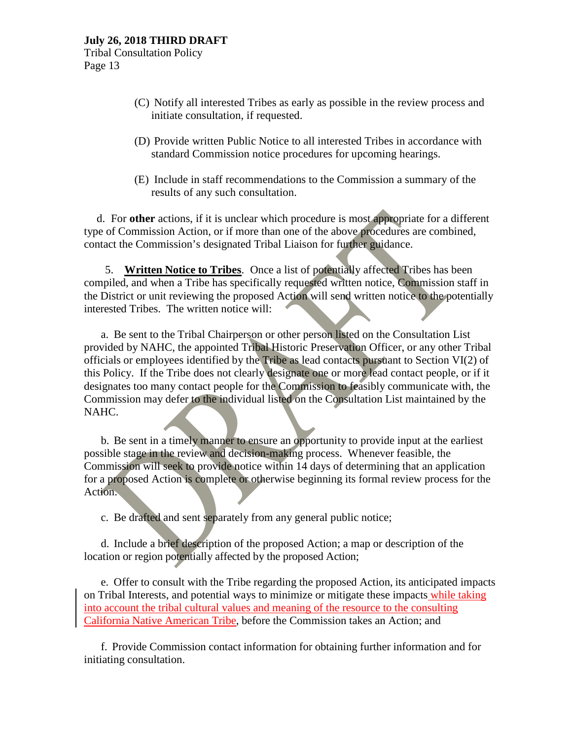(C) Notify all interested Tribes as early as possible in the review process and initiate consultation, if requested.

(D) Provide written Public Notice to all interested Tribes in accordance with standard Commission notice procedures for upcoming hearings.

(E) Include in staff recommendations to the Commission a summary of the results of any such consultation.

d. For **other** actions, if it is unclear which procedure is most appropriate for a different type of Commission Action, or if more than one of the above procedures are combined, contact the Commission's designated Tribal Liaison for further guidance.

5. **Written Notice to Tribes**. Once a list of potentially affected Tribes has been compiled, and when a Tribe has specifically requested written notice, Commission staff in the District or unit reviewing the proposed Action will send written notice to the potentially interested Tribes. The written notice will:

a. Be sent to the Tribal Chairperson or other person listed on the Consultation List provided by NAHC, the appointed Tribal Historic Preservation Officer, or any other Tribal officials or employees identified by the Tribe as lead contacts pursuant to Section VI(2) of this Policy. If the Tribe does not clearly designate one or more lead contact people, or if it designates too many contact people for the Commission to feasibly communicate with, the Commission may defer to the individual listed on the Consultation List maintained by the NAHC.

b. Be sent in a timely manner to ensure an opportunity to provide input at the earliest possible stage in the review and decision-making process. Whenever feasible, the Commission will seek to provide notice within 14 days of determining that an application for a proposed Action is complete or otherwise beginning its formal review process for the Action.

c. Be drafted and sent separately from any general public notice;

d. Include a brief description of the proposed Action; a map or description of the location or region potentially affected by the proposed Action;

e. Offer to consult with the Tribe regarding the proposed Action, its anticipated impacts on Tribal Interests, and potential ways to minimize or mitigate these impacts while taking into account the tribal cultural values and meaning of the resource to the consulting California Native American Tribe, before the Commission takes an Action; and

f. Provide Commission contact information for obtaining further information and for initiating consultation.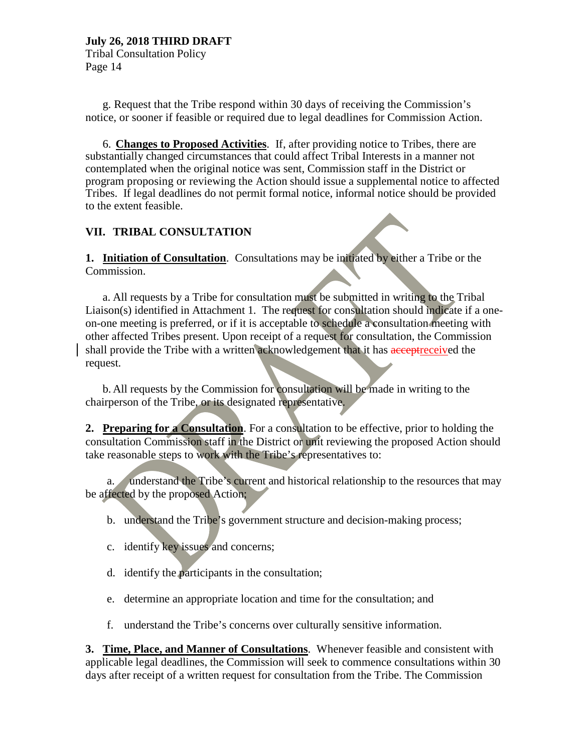g. Request that the Tribe respond within 30 days of receiving the Commission's notice, or sooner if feasible or required due to legal deadlines for Commission Action.

6. **Changes to Proposed Activities**. If, after providing notice to Tribes, there are substantially changed circumstances that could affect Tribal Interests in a manner not contemplated when the original notice was sent, Commission staff in the District or program proposing or reviewing the Action should issue a supplemental notice to affected Tribes. If legal deadlines do not permit formal notice, informal notice should be provided to the extent feasible.

## VII. TRIBAL CONSULTATION

**1. Initiation of Consultation**. Consultations may be initiated by either a Tribe or the Commission.

a. All requests by a Tribe for consultation must be submitted in writing to the Tribal Liaison(s) identified in Attachment 1. The request for consultation should indicate if a one-on-one meeting is preferred, or if it is acceptable to schedule a consultation meeting with other affected Tribes present. Upon receipt of a request for consultation, the Commission shall provide the Tribe with a written acknowledgement that it has ~~accept~~received the request.

b. All requests by the Commission for consultation will be made in writing to the chairperson of the Tribe, or its designated representative.

**2. Preparing for a Consultation**. For a consultation to be effective, prior to holding the consultation Commission staff in the District or unit reviewing the proposed Action should take reasonable steps to work with the Tribe's representatives to:

a. understand the Tribe's current and historical relationship to the resources that may be affected by the proposed Action;

b. understand the Tribe's government structure and decision-making process;

c. identify key issues and concerns;

d. identify the participants in the consultation;

e. determine an appropriate location and time for the consultation; and

f. understand the Tribe's concerns over culturally sensitive information.

**3. Time, Place, and Manner of Consultations**. Whenever feasible and consistent with applicable legal deadlines, the Commission will seek to commence consultations within 30 days after receipt of a written request for consultation from the Tribe. The Commission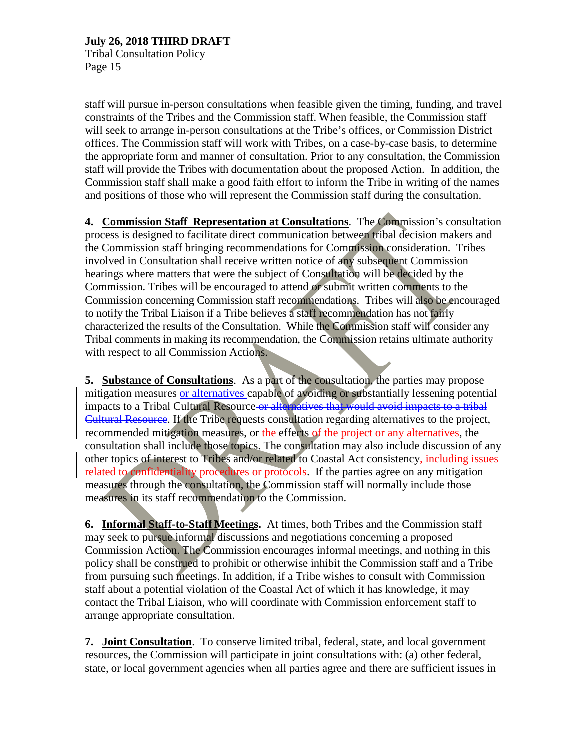staff will pursue in-person consultations when feasible given the timing, funding, and travel constraints of the Tribes and the Commission staff. When feasible, the Commission staff will seek to arrange in-person consultations at the Tribe's offices, or Commission District offices. The Commission staff will work with Tribes, on a case-by-case basis, to determine the appropriate form and manner of consultation. Prior to any consultation, the Commission staff will provide the Tribes with documentation about the proposed Action. In addition, the Commission staff shall make a good faith effort to inform the Tribe in writing of the names and positions of those who will represent the Commission staff during the consultation.

**4. Commission Staff Representation at Consultations**. The Commission's consultation process is designed to facilitate direct communication between tribal decision makers and the Commission staff bringing recommendations for Commission consideration. Tribes involved in Consultation shall receive written notice of any subsequent Commission hearings where matters that were the subject of Consultation will be decided by the Commission. Tribes will be encouraged to attend or submit written comments to the Commission concerning Commission staff recommendations. Tribes will also be encouraged to notify the Tribal Liaison if a Tribe believes a staff recommendation has not fairly characterized the results of the Consultation. While the Commission staff will consider any Tribal comments in making its recommendation, the Commission retains ultimate authority with respect to all Commission Actions.

**5. Substance of Consultations**. As a part of the consultation, the parties may propose mitigation measures or alternatives capable of avoiding or substantially lessening potential impacts to a Tribal Cultural Resource ~~or alternatives that would avoid impacts to a tribal Cultural Resource~~. If the Tribe requests consultation regarding alternatives to the project, recommended mitigation measures, or the effects of the project or any alternatives, the consultation shall include those topics. The consultation may also include discussion of any other topics of interest to Tribes and/or related to Coastal Act consistency, including issues related to confidentiality procedures or protocols. If the parties agree on any mitigation measures through the consultation, the Commission staff will normally include those measures in its staff recommendation to the Commission.

**6. Informal Staff-to-Staff Meetings.** At times, both Tribes and the Commission staff may seek to pursue informal discussions and negotiations concerning a proposed Commission Action. The Commission encourages informal meetings, and nothing in this policy shall be construed to prohibit or otherwise inhibit the Commission staff and a Tribe from pursuing such meetings. In addition, if a Tribe wishes to consult with Commission staff about a potential violation of the Coastal Act of which it has knowledge, it may contact the Tribal Liaison, who will coordinate with Commission enforcement staff to arrange appropriate consultation.

**7. Joint Consultation**. To conserve limited tribal, federal, state, and local government resources, the Commission will participate in joint consultations with: (a) other federal, state, or local government agencies when all parties agree and there are sufficient issues in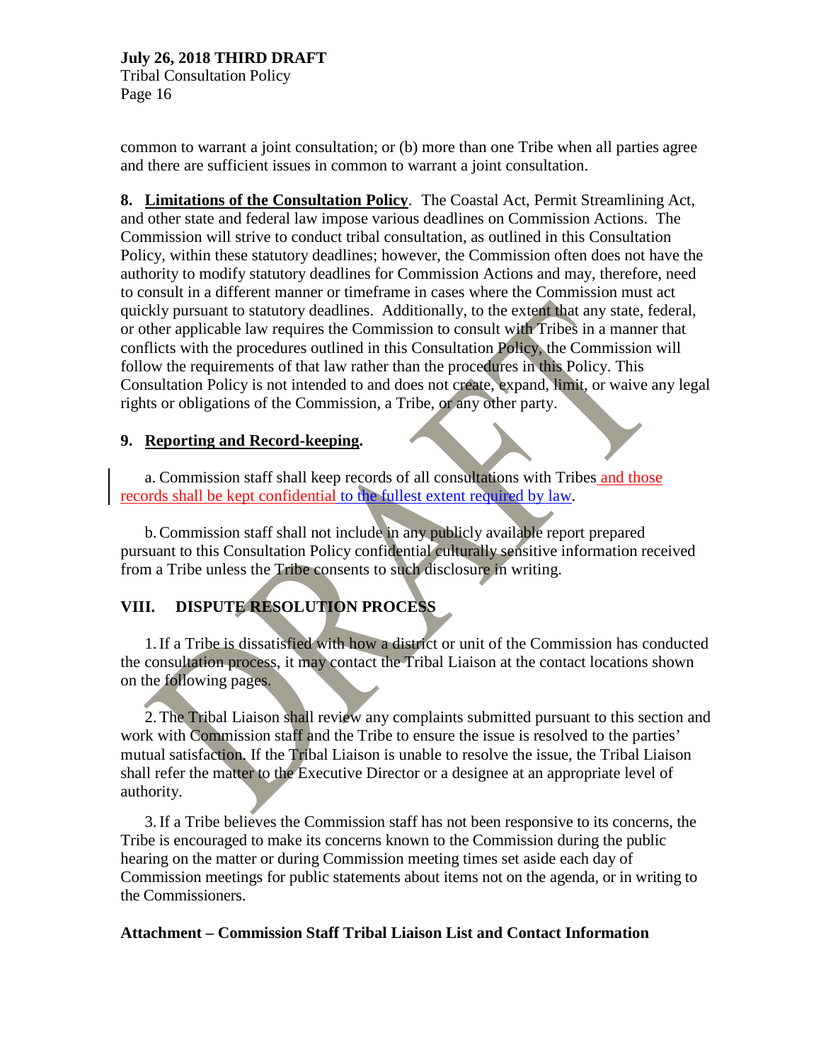common to warrant a joint consultation; or (b) more than one Tribe when all parties agree and there are sufficient issues in common to warrant a joint consultation.

**8. <u>Limitations of the Consultation Policy</u>**. The Coastal Act, Permit Streamlining Act, and other state and federal law impose various deadlines on Commission Actions. The Commission will strive to conduct tribal consultation, as outlined in this Consultation Policy, within these statutory deadlines; however, the Commission often does not have the authority to modify statutory deadlines for Commission Actions and may, therefore, need to consult in a different manner or timeframe in cases where the Commission must act quickly pursuant to statutory deadlines. Additionally, to the extent that any state, federal, or other applicable law requires the Commission to consult with Tribes in a manner that conflicts with the procedures outlined in this Consultation Policy, the Commission will follow the requirements of that law rather than the procedures in this Policy. This Consultation Policy is not intended to and does not create, expand, limit, or waive any legal rights or obligations of the Commission, a Tribe, or any other party.

**9. <u>Reporting and Record-keeping</u>.**

a. Commission staff shall keep records of all consultations with Tribes <u>and those records shall be kept confidential</u> <u>to the fullest extent required by law</u>.

b. Commission staff shall not include in any publicly available report prepared pursuant to this Consultation Policy confidential culturally sensitive information received from a Tribe unless the Tribe consents to such disclosure in writing.

## VIII. DISPUTE RESOLUTION PROCESS

1. If a Tribe is dissatisfied with how a district or unit of the Commission has conducted the consultation process, it may contact the Tribal Liaison at the contact locations shown on the following pages.

2. The Tribal Liaison shall review any complaints submitted pursuant to this section and work with Commission staff and the Tribe to ensure the issue is resolved to the parties' mutual satisfaction. If the Tribal Liaison is unable to resolve the issue, the Tribal Liaison shall refer the matter to the Executive Director or a designee at an appropriate level of authority.

3. If a Tribe believes the Commission staff has not been responsive to its concerns, the Tribe is encouraged to make its concerns known to the Commission during the public hearing on the matter or during Commission meeting times set aside each day of Commission meetings for public statements about items not on the agenda, or in writing to the Commissioners.

**Attachment – Commission Staff Tribal Liaison List and Contact Information**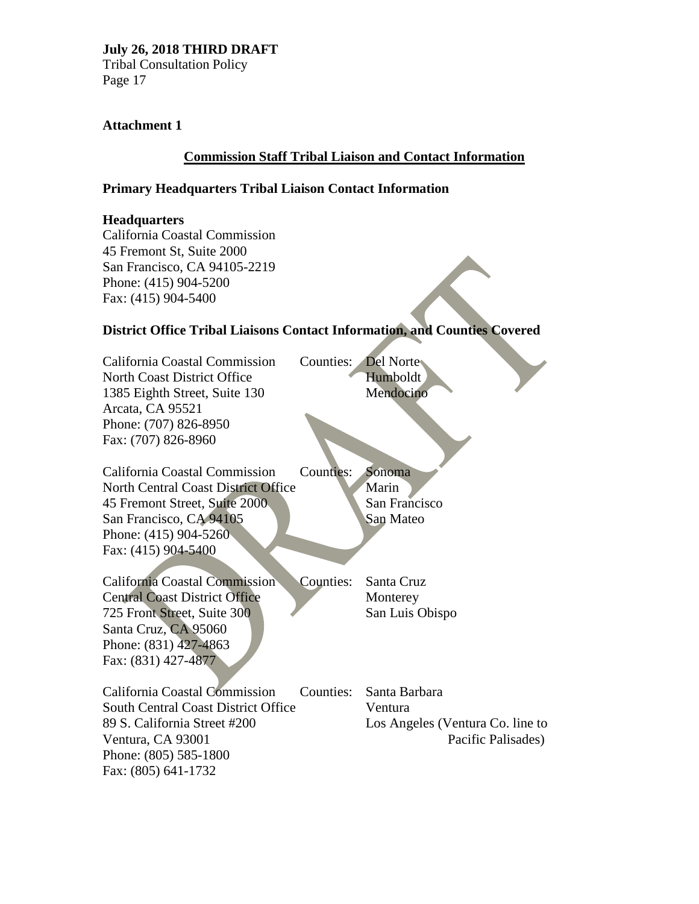**Attachment 1**

## Commission Staff Tribal Liaison and Contact Information

### Primary Headquarters Tribal Liaison Contact Information

**Headquarters**
California Coastal Commission
45 Fremont St, Suite 2000
San Francisco, CA 94105-2219
Phone: (415) 904-5200
Fax: (415) 904-5400

### District Office Tribal Liaisons Contact Information, and Counties Covered

| Office | Counties |
|---|---|
| California Coastal Commission<br>North Coast District Office<br>1385 Eighth Street, Suite 130<br>Arcata, CA 95521<br>Phone: (707) 826-8950<br>Fax: (707) 826-8960 | Counties: Del Norte<br>Humboldt<br>Mendocino |
| California Coastal Commission<br>North Central Coast District Office<br>45 Fremont Street, Suite 2000<br>San Francisco, CA 94105<br>Phone: (415) 904-5260<br>Fax: (415) 904-5400 | Counties: Sonoma<br>Marin<br>San Francisco<br>San Mateo |
| California Coastal Commission<br>Central Coast District Office<br>725 Front Street, Suite 300<br>Santa Cruz, CA 95060<br>Phone: (831) 427-4863<br>Fax: (831) 427-4877 | Counties: Santa Cruz<br>Monterey<br>San Luis Obispo |
| California Coastal Commission<br>South Central Coast District Office<br>89 S. California Street #200<br>Ventura, CA 93001<br>Phone: (805) 585-1800<br>Fax: (805) 641-1732 | Counties: Santa Barbara<br>Ventura<br>Los Angeles (Ventura Co. line to Pacific Palisades) |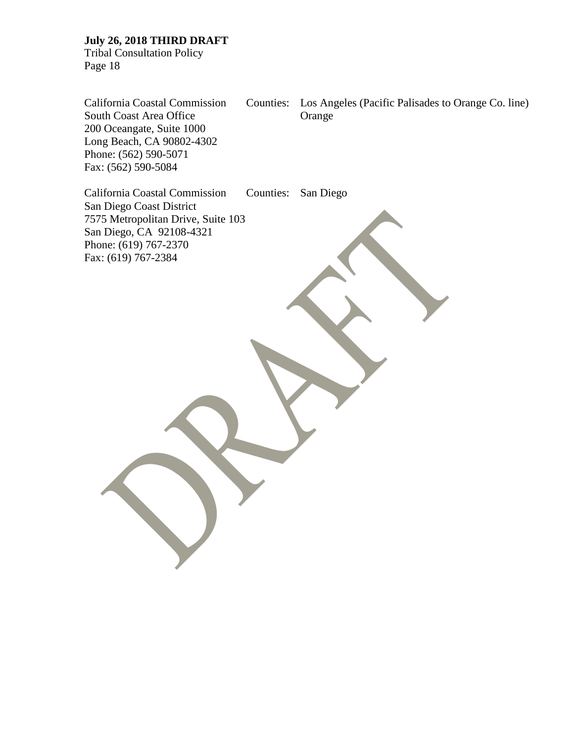| | | |
|---|---|---|
| California Coastal Commission<br>South Coast Area Office<br>200 Oceangate, Suite 1000<br>Long Beach, CA 90802-4302<br>Phone: (562) 590-5071<br>Fax: (562) 590-5084 | Counties: | Los Angeles (Pacific Palisades to Orange Co. line)<br>Orange |
| California Coastal Commission<br>San Diego Coast District<br>7575 Metropolitan Drive, Suite 103<br>San Diego, CA 92108-4321<br>Phone: (619) 767-2370<br>Fax: (619) 767-2384 | Counties: | San Diego |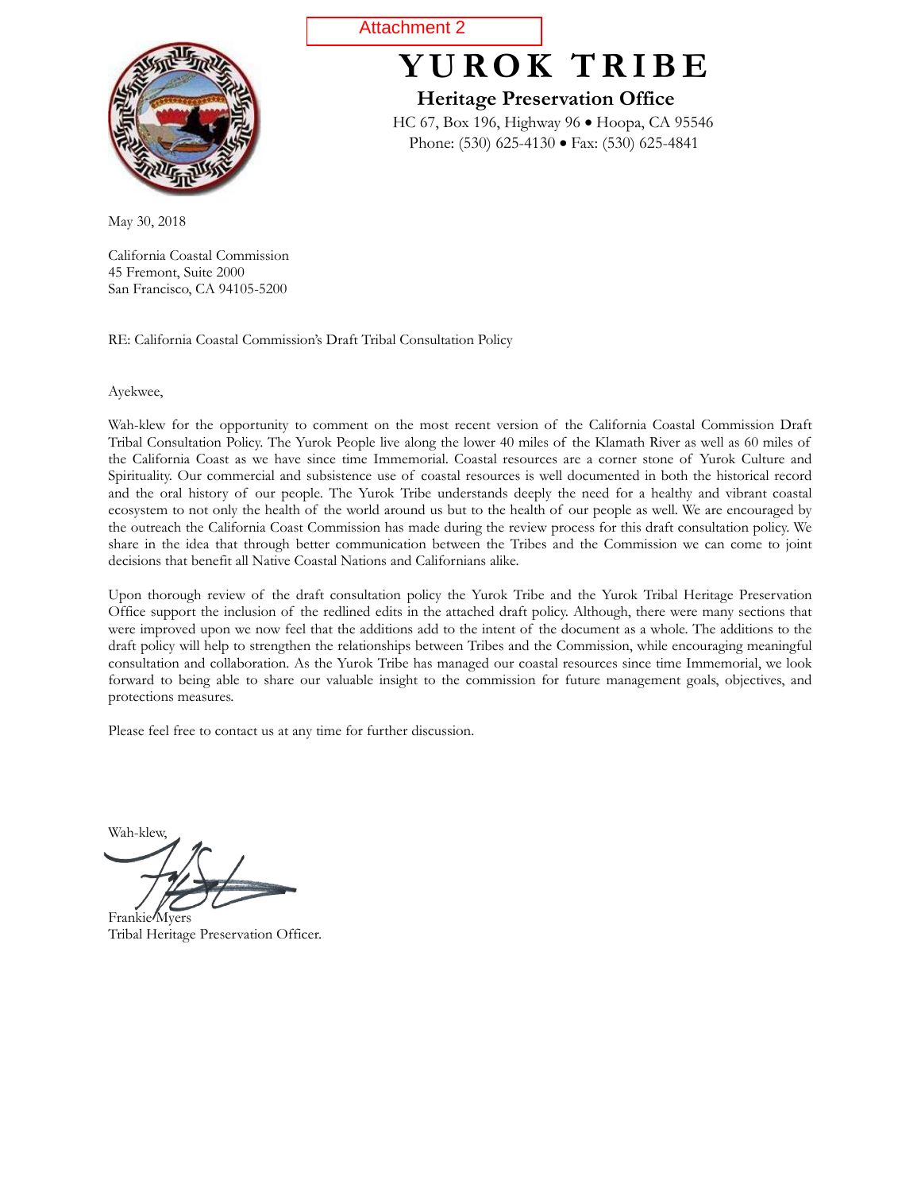Attachment 2

# YUROK TRIBE

## Heritage Preservation Office

HC 67, Box 196, Highway 96 • Hoopa, CA 95546
Phone: (530) 625-4130 • Fax: (530) 625-4841

May 30, 2018

California Coastal Commission
45 Fremont, Suite 2000
San Francisco, CA 94105-5200

RE: California Coastal Commission's Draft Tribal Consultation Policy

Ayekwee,

Wah-klew for the opportunity to comment on the most recent version of the California Coastal Commission Draft Tribal Consultation Policy. The Yurok People live along the lower 40 miles of the Klamath River as well as 60 miles of the California Coast as we have since time Immemorial. Coastal resources are a corner stone of Yurok Culture and Spirituality. Our commercial and subsistence use of coastal resources is well documented in both the historical record and the oral history of our people. The Yurok Tribe understands deeply the need for a healthy and vibrant coastal ecosystem to not only the health of the world around us but to the health of our people as well. We are encouraged by the outreach the California Coast Commission has made during the review process for this draft consultation policy. We share in the idea that through better communication between the Tribes and the Commission we can come to joint decisions that benefit all Native Coastal Nations and Californians alike.

Upon thorough review of the draft consultation policy the Yurok Tribe and the Yurok Tribal Heritage Preservation Office support the inclusion of the redlined edits in the attached draft policy. Although, there were many sections that were improved upon we now feel that the additions add to the intent of the document as a whole. The additions to the draft policy will help to strengthen the relationships between Tribes and the Commission, while encouraging meaningful consultation and collaboration. As the Yurok Tribe has managed our coastal resources since time Immemorial, we look forward to being able to share our valuable insight to the commission for future management goals, objectives, and protections measures.

Please feel free to contact us at any time for further discussion.

Wah-klew,

Frankie Myers
Tribal Heritage Preservation Officer.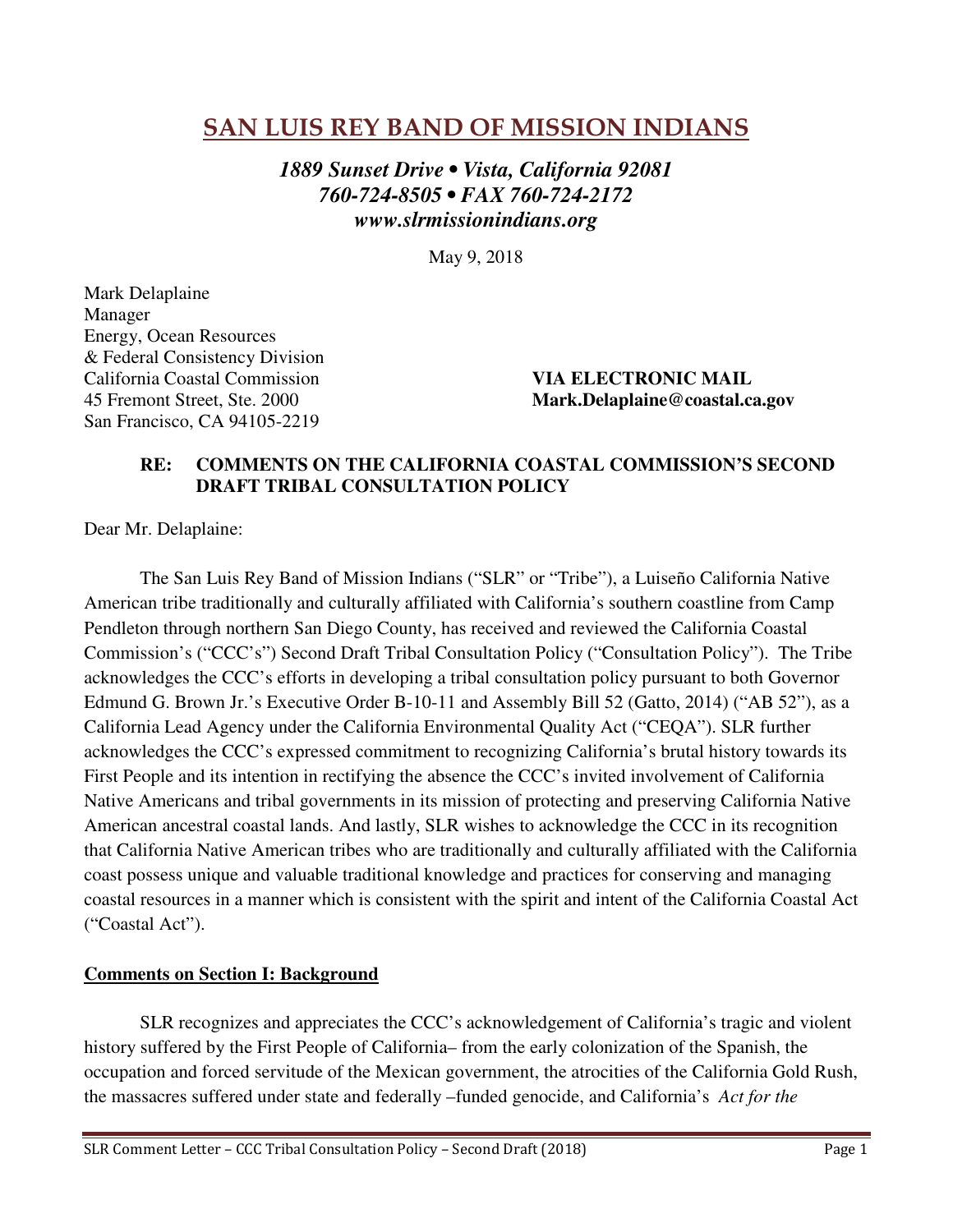# SAN LUIS REY BAND OF MISSION INDIANS

***1889 Sunset Drive • Vista, California 92081***
***760-724-8505 • FAX 760-724-2172***
***www.slrmissionindians.org***

May 9, 2018

Mark Delaplaine
Manager
Energy, Ocean Resources
& Federal Consistency Division
California Coastal Commission
45 Fremont Street, Ste. 2000
San Francisco, CA 94105-2219

**VIA ELECTRONIC MAIL**
**Mark.Delaplaine@coastal.ca.gov**

**RE: COMMENTS ON THE CALIFORNIA COASTAL COMMISSION'S SECOND DRAFT TRIBAL CONSULTATION POLICY**

Dear Mr. Delaplaine:

The San Luis Rey Band of Mission Indians ("SLR" or "Tribe"), a Luiseño California Native American tribe traditionally and culturally affiliated with California's southern coastline from Camp Pendleton through northern San Diego County, has received and reviewed the California Coastal Commission's ("CCC's") Second Draft Tribal Consultation Policy ("Consultation Policy"). The Tribe acknowledges the CCC's efforts in developing a tribal consultation policy pursuant to both Governor Edmund G. Brown Jr.'s Executive Order B-10-11 and Assembly Bill 52 (Gatto, 2014) ("AB 52"), as a California Lead Agency under the California Environmental Quality Act ("CEQA"). SLR further acknowledges the CCC's expressed commitment to recognizing California's brutal history towards its First People and its intention in rectifying the absence the CCC's invited involvement of California Native Americans and tribal governments in its mission of protecting and preserving California Native American ancestral coastal lands. And lastly, SLR wishes to acknowledge the CCC in its recognition that California Native American tribes who are traditionally and culturally affiliated with the California coast possess unique and valuable traditional knowledge and practices for conserving and managing coastal resources in a manner which is consistent with the spirit and intent of the California Coastal Act ("Coastal Act").

**Comments on Section I: Background**

SLR recognizes and appreciates the CCC's acknowledgement of California's tragic and violent history suffered by the First People of California– from the early colonization of the Spanish, the occupation and forced servitude of the Mexican government, the atrocities of the California Gold Rush, the massacres suffered under state and federally –funded genocide, and California's *Act for the*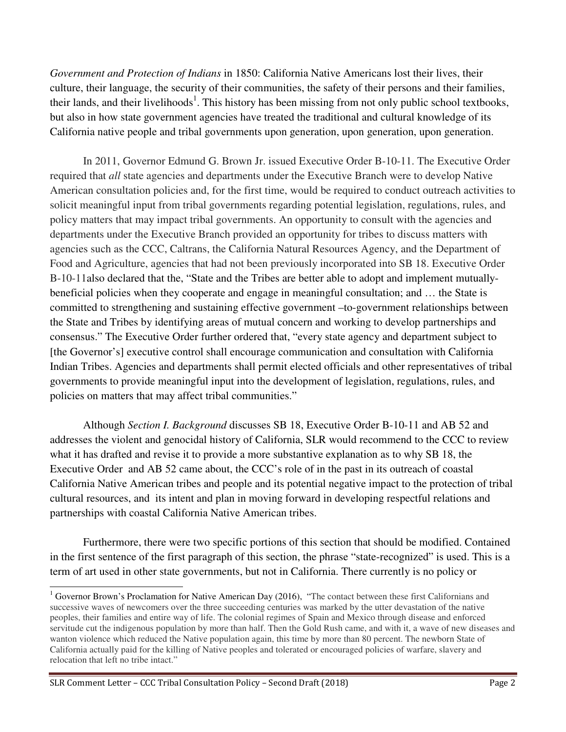*Government and Protection of Indians* in 1850: California Native Americans lost their lives, their culture, their language, the security of their communities, the safety of their persons and their families, their lands, and their livelihoods[1]. This history has been missing from not only public school textbooks, but also in how state government agencies have treated the traditional and cultural knowledge of its California native people and tribal governments upon generation, upon generation, upon generation.

In 2011, Governor Edmund G. Brown Jr. issued Executive Order B-10-11. The Executive Order required that *all* state agencies and departments under the Executive Branch were to develop Native American consultation policies and, for the first time, would be required to conduct outreach activities to solicit meaningful input from tribal governments regarding potential legislation, regulations, rules, and policy matters that may impact tribal governments. An opportunity to consult with the agencies and departments under the Executive Branch provided an opportunity for tribes to discuss matters with agencies such as the CCC, Caltrans, the California Natural Resources Agency, and the Department of Food and Agriculture, agencies that had not been previously incorporated into SB 18. Executive Order B-10-11also declared that the, "State and the Tribes are better able to adopt and implement mutually-beneficial policies when they cooperate and engage in meaningful consultation; and … the State is committed to strengthening and sustaining effective government –to-government relationships between the State and Tribes by identifying areas of mutual concern and working to develop partnerships and consensus." The Executive Order further ordered that, "every state agency and department subject to [the Governor's] executive control shall encourage communication and consultation with California Indian Tribes. Agencies and departments shall permit elected officials and other representatives of tribal governments to provide meaningful input into the development of legislation, regulations, rules, and policies on matters that may affect tribal communities."

Although *Section I. Background* discusses SB 18, Executive Order B-10-11 and AB 52 and addresses the violent and genocidal history of California, SLR would recommend to the CCC to review what it has drafted and revise it to provide a more substantive explanation as to why SB 18, the Executive Order and AB 52 came about, the CCC's role of in the past in its outreach of coastal California Native American tribes and people and its potential negative impact to the protection of tribal cultural resources, and its intent and plan in moving forward in developing respectful relations and partnerships with coastal California Native American tribes.

Furthermore, there were two specific portions of this section that should be modified. Contained in the first sentence of the first paragraph of this section, the phrase "state-recognized" is used. This is a term of art used in other state governments, but not in California. There currently is no policy or

[1] Governor Brown's Proclamation for Native American Day (2016), "The contact between these first Californians and successive waves of newcomers over the three succeeding centuries was marked by the utter devastation of the native peoples, their families and entire way of life. The colonial regimes of Spain and Mexico through disease and enforced servitude cut the indigenous population by more than half. Then the Gold Rush came, and with it, a wave of new diseases and wanton violence which reduced the Native population again, this time by more than 80 percent. The newborn State of California actually paid for the killing of Native peoples and tolerated or encouraged policies of warfare, slavery and relocation that left no tribe intact."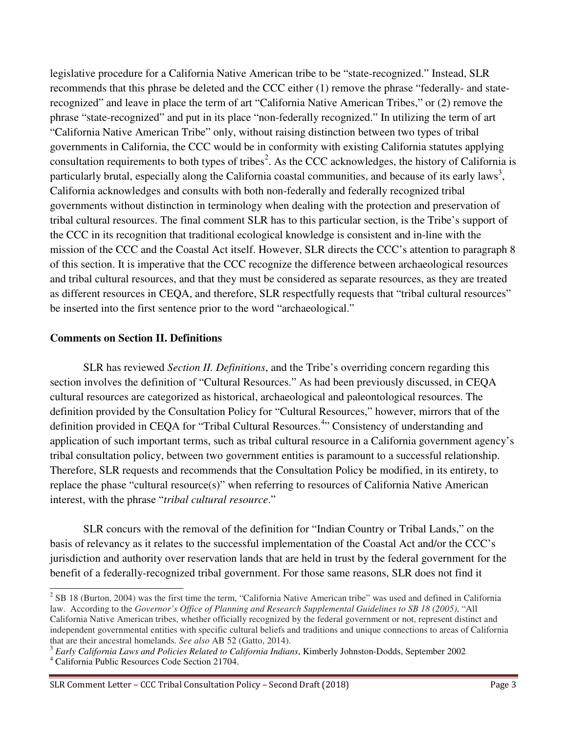legislative procedure for a California Native American tribe to be "state-recognized." Instead, SLR recommends that this phrase be deleted and the CCC either (1) remove the phrase "federally- and state-recognized" and leave in place the term of art "California Native American Tribes," or (2) remove the phrase "state-recognized" and put in its place "non-federally recognized." In utilizing the term of art "California Native American Tribe" only, without raising distinction between two types of tribal governments in California, the CCC would be in conformity with existing California statutes applying consultation requirements to both types of tribes[2]. As the CCC acknowledges, the history of California is particularly brutal, especially along the California coastal communities, and because of its early laws[3], California acknowledges and consults with both non-federally and federally recognized tribal governments without distinction in terminology when dealing with the protection and preservation of tribal cultural resources. The final comment SLR has to this particular section, is the Tribe's support of the CCC in its recognition that traditional ecological knowledge is consistent and in-line with the mission of the CCC and the Coastal Act itself. However, SLR directs the CCC's attention to paragraph 8 of this section. It is imperative that the CCC recognize the difference between archaeological resources and tribal cultural resources, and that they must be considered as separate resources, as they are treated as different resources in CEQA, and therefore, SLR respectfully requests that "tribal cultural resources" be inserted into the first sentence prior to the word "archaeological."

**Comments on Section II. Definitions**

SLR has reviewed *Section II. Definitions*, and the Tribe's overriding concern regarding this section involves the definition of "Cultural Resources." As had been previously discussed, in CEQA cultural resources are categorized as historical, archaeological and paleontological resources. The definition provided by the Consultation Policy for "Cultural Resources," however, mirrors that of the definition provided in CEQA for "Tribal Cultural Resources.[4]" Consistency of understanding and application of such important terms, such as tribal cultural resource in a California government agency's tribal consultation policy, between two government entities is paramount to a successful relationship. Therefore, SLR requests and recommends that the Consultation Policy be modified, in its entirety, to replace the phase "cultural resource(s)" when referring to resources of California Native American interest, with the phrase "*tribal cultural resource*."

SLR concurs with the removal of the definition for "Indian Country or Tribal Lands," on the basis of relevancy as it relates to the successful implementation of the Coastal Act and/or the CCC's jurisdiction and authority over reservation lands that are held in trust by the federal government for the benefit of a federally-recognized tribal government. For those same reasons, SLR does not find it

---

[2] SB 18 (Burton, 2004) was the first time the term, "California Native American tribe" was used and defined in California law. According to the *Governor's Office of Planning and Research Supplemental Guidelines to SB 18 (2005)*, "All California Native American tribes, whether officially recognized by the federal government or not, represent distinct and independent governmental entities with specific cultural beliefs and traditions and unique connections to areas of California that are their ancestral homelands. *See also* AB 52 (Gatto, 2014).

[3] *Early California Laws and Policies Related to California Indians*, Kimberly Johnston-Dodds, September 2002

[4] California Public Resources Code Section 21704.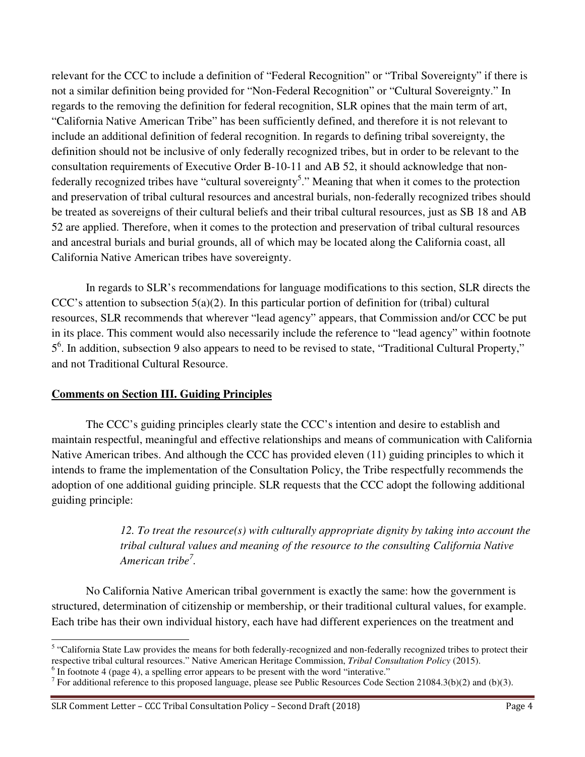relevant for the CCC to include a definition of "Federal Recognition" or "Tribal Sovereignty" if there is not a similar definition being provided for "Non-Federal Recognition" or "Cultural Sovereignty." In regards to the removing the definition for federal recognition, SLR opines that the main term of art, "California Native American Tribe" has been sufficiently defined, and therefore it is not relevant to include an additional definition of federal recognition. In regards to defining tribal sovereignty, the definition should not be inclusive of only federally recognized tribes, but in order to be relevant to the consultation requirements of Executive Order B-10-11 and AB 52, it should acknowledge that non-federally recognized tribes have "cultural sovereignty[5]." Meaning that when it comes to the protection and preservation of tribal cultural resources and ancestral burials, non-federally recognized tribes should be treated as sovereigns of their cultural beliefs and their tribal cultural resources, just as SB 18 and AB 52 are applied. Therefore, when it comes to the protection and preservation of tribal cultural resources and ancestral burials and burial grounds, all of which may be located along the California coast, all California Native American tribes have sovereignty.

In regards to SLR's recommendations for language modifications to this section, SLR directs the CCC's attention to subsection 5(a)(2). In this particular portion of definition for (tribal) cultural resources, SLR recommends that wherever "lead agency" appears, that Commission and/or CCC be put in its place. This comment would also necessarily include the reference to "lead agency" within footnote 5[6]. In addition, subsection 9 also appears to need to be revised to state, "Traditional Cultural Property," and not Traditional Cultural Resource.

## Comments on Section III. Guiding Principles

The CCC's guiding principles clearly state the CCC's intention and desire to establish and maintain respectful, meaningful and effective relationships and means of communication with California Native American tribes. And although the CCC has provided eleven (11) guiding principles to which it intends to frame the implementation of the Consultation Policy, the Tribe respectfully recommends the adoption of one additional guiding principle. SLR requests that the CCC adopt the following additional guiding principle:

> *12. To treat the resource(s) with culturally appropriate dignity by taking into account the tribal cultural values and meaning of the resource to the consulting California Native American tribe*[7].

No California Native American tribal government is exactly the same: how the government is structured, determination of citizenship or membership, or their traditional cultural values, for example. Each tribe has their own individual history, each have had different experiences on the treatment and

---

[5] "California State Law provides the means for both federally-recognized and non-federally recognized tribes to protect their respective tribal cultural resources." Native American Heritage Commission, *Tribal Consultation Policy* (2015).

[6] In footnote 4 (page 4), a spelling error appears to be present with the word "interative."

[7] For additional reference to this proposed language, please see Public Resources Code Section 21084.3(b)(2) and (b)(3).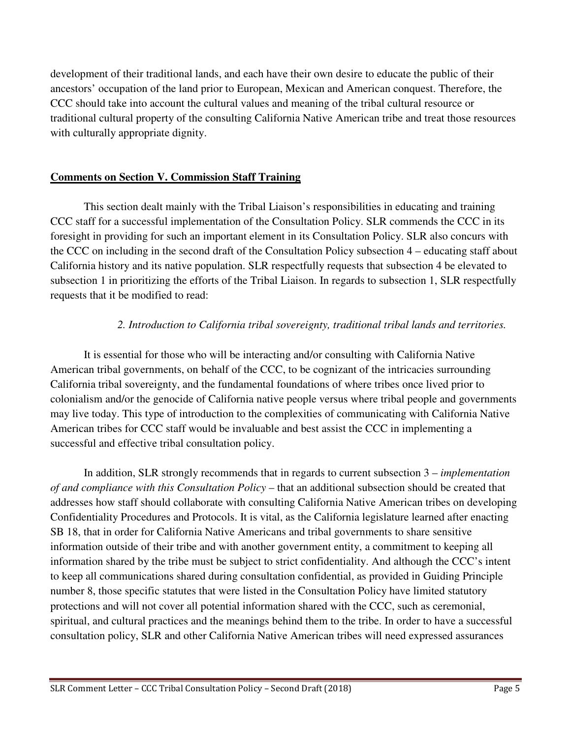development of their traditional lands, and each have their own desire to educate the public of their ancestors' occupation of the land prior to European, Mexican and American conquest. Therefore, the CCC should take into account the cultural values and meaning of the tribal cultural resource or traditional cultural property of the consulting California Native American tribe and treat those resources with culturally appropriate dignity.

**Comments on Section V. Commission Staff Training**

This section dealt mainly with the Tribal Liaison's responsibilities in educating and training CCC staff for a successful implementation of the Consultation Policy. SLR commends the CCC in its foresight in providing for such an important element in its Consultation Policy. SLR also concurs with the CCC on including in the second draft of the Consultation Policy subsection 4 – educating staff about California history and its native population. SLR respectfully requests that subsection 4 be elevated to subsection 1 in prioritizing the efforts of the Tribal Liaison. In regards to subsection 1, SLR respectfully requests that it be modified to read:

> *2. Introduction to California tribal sovereignty, traditional tribal lands and territories.*

It is essential for those who will be interacting and/or consulting with California Native American tribal governments, on behalf of the CCC, to be cognizant of the intricacies surrounding California tribal sovereignty, and the fundamental foundations of where tribes once lived prior to colonialism and/or the genocide of California native people versus where tribal people and governments may live today. This type of introduction to the complexities of communicating with California Native American tribes for CCC staff would be invaluable and best assist the CCC in implementing a successful and effective tribal consultation policy.

In addition, SLR strongly recommends that in regards to current subsection 3 – *implementation of and compliance with this Consultation Policy* – that an additional subsection should be created that addresses how staff should collaborate with consulting California Native American tribes on developing Confidentiality Procedures and Protocols. It is vital, as the California legislature learned after enacting SB 18, that in order for California Native Americans and tribal governments to share sensitive information outside of their tribe and with another government entity, a commitment to keeping all information shared by the tribe must be subject to strict confidentiality. And although the CCC's intent to keep all communications shared during consultation confidential, as provided in Guiding Principle number 8, those specific statutes that were listed in the Consultation Policy have limited statutory protections and will not cover all potential information shared with the CCC, such as ceremonial, spiritual, and cultural practices and the meanings behind them to the tribe. In order to have a successful consultation policy, SLR and other California Native American tribes will need expressed assurances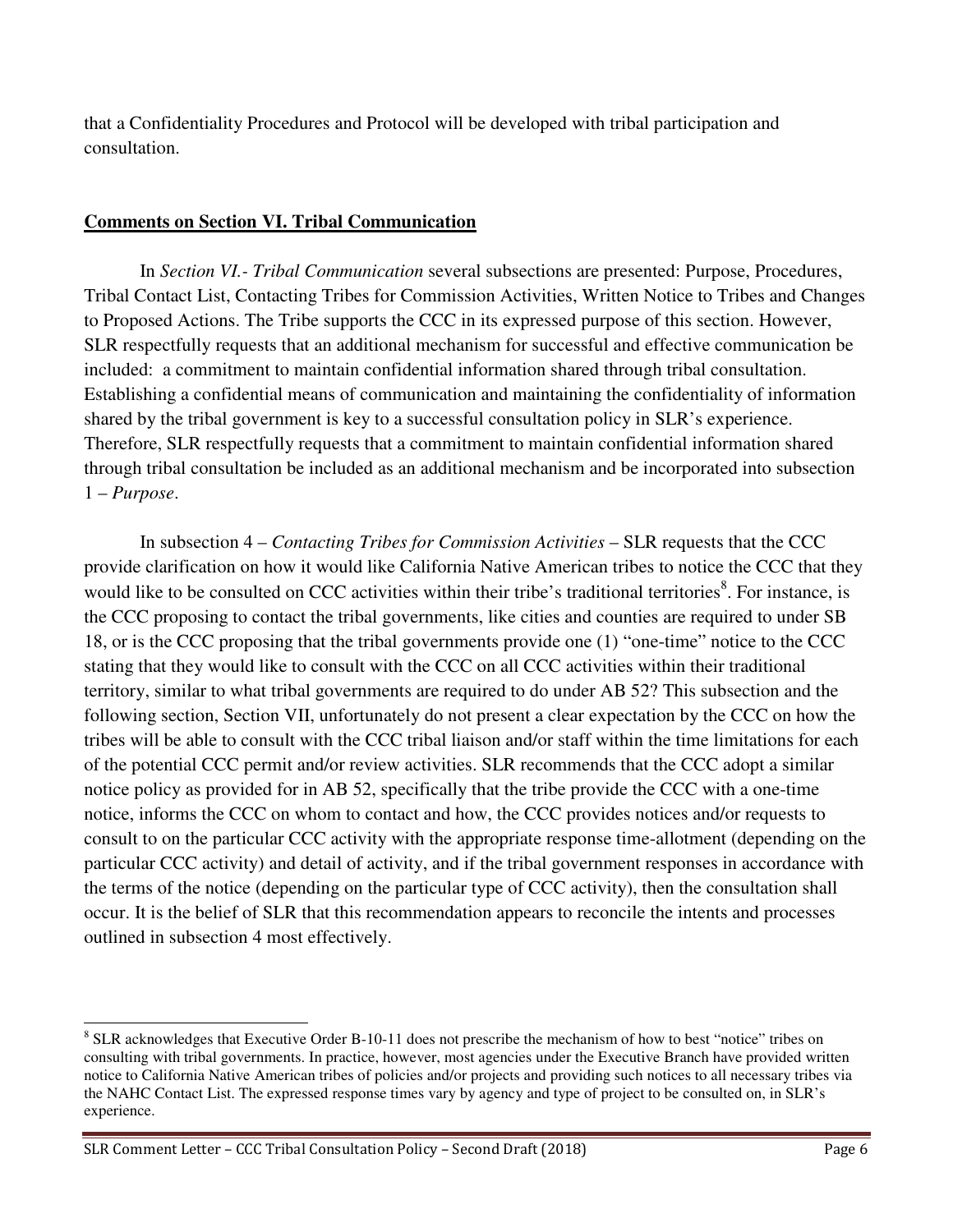that a Confidentiality Procedures and Protocol will be developed with tribal participation and consultation.

**Comments on Section VI. Tribal Communication**

In *Section VI.- Tribal Communication* several subsections are presented: Purpose, Procedures, Tribal Contact List, Contacting Tribes for Commission Activities, Written Notice to Tribes and Changes to Proposed Actions. The Tribe supports the CCC in its expressed purpose of this section. However, SLR respectfully requests that an additional mechanism for successful and effective communication be included: a commitment to maintain confidential information shared through tribal consultation. Establishing a confidential means of communication and maintaining the confidentiality of information shared by the tribal government is key to a successful consultation policy in SLR's experience. Therefore, SLR respectfully requests that a commitment to maintain confidential information shared through tribal consultation be included as an additional mechanism and be incorporated into subsection 1 – *Purpose*.

In subsection 4 – *Contacting Tribes for Commission Activities* – SLR requests that the CCC provide clarification on how it would like California Native American tribes to notice the CCC that they would like to be consulted on CCC activities within their tribe's traditional territories[8]. For instance, is the CCC proposing to contact the tribal governments, like cities and counties are required to under SB 18, or is the CCC proposing that the tribal governments provide one (1) "one-time" notice to the CCC stating that they would like to consult with the CCC on all CCC activities within their traditional territory, similar to what tribal governments are required to do under AB 52? This subsection and the following section, Section VII, unfortunately do not present a clear expectation by the CCC on how the tribes will be able to consult with the CCC tribal liaison and/or staff within the time limitations for each of the potential CCC permit and/or review activities. SLR recommends that the CCC adopt a similar notice policy as provided for in AB 52, specifically that the tribe provide the CCC with a one-time notice, informs the CCC on whom to contact and how, the CCC provides notices and/or requests to consult to on the particular CCC activity with the appropriate response time-allotment (depending on the particular CCC activity) and detail of activity, and if the tribal government responses in accordance with the terms of the notice (depending on the particular type of CCC activity), then the consultation shall occur. It is the belief of SLR that this recommendation appears to reconcile the intents and processes outlined in subsection 4 most effectively.

[8] SLR acknowledges that Executive Order B-10-11 does not prescribe the mechanism of how to best "notice" tribes on consulting with tribal governments. In practice, however, most agencies under the Executive Branch have provided written notice to California Native American tribes of policies and/or projects and providing such notices to all necessary tribes via the NAHC Contact List. The expressed response times vary by agency and type of project to be consulted on, in SLR's experience.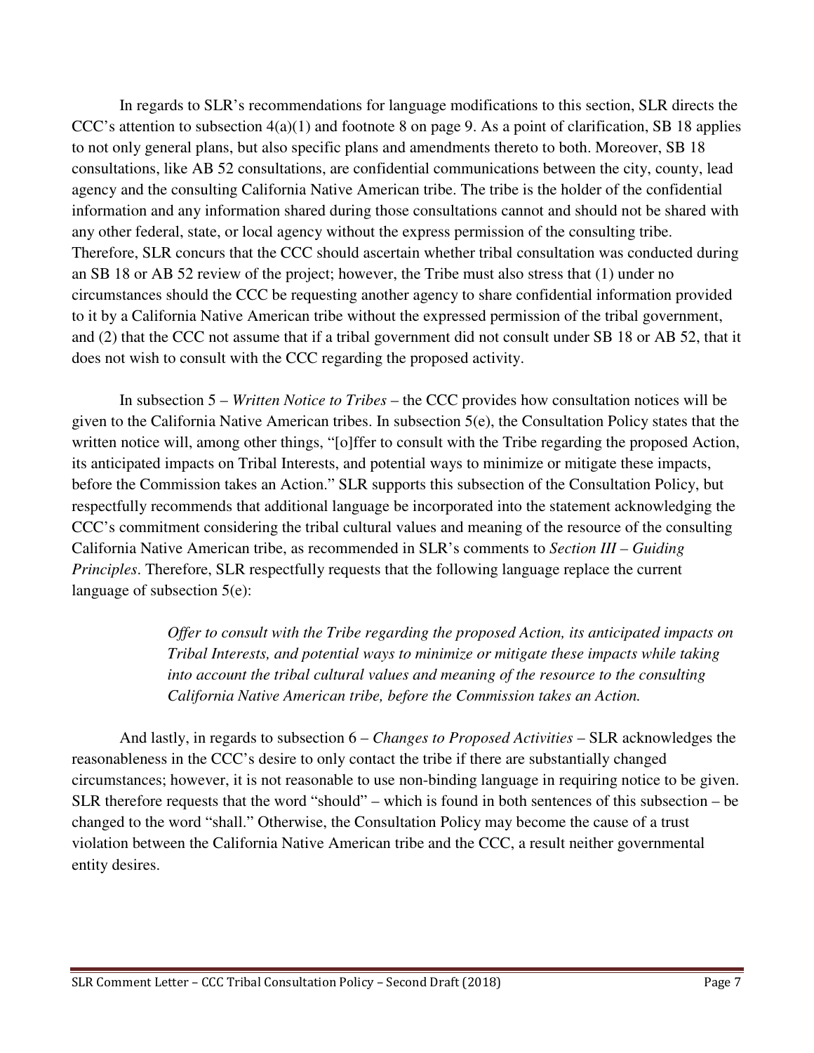In regards to SLR's recommendations for language modifications to this section, SLR directs the CCC's attention to subsection 4(a)(1) and footnote 8 on page 9. As a point of clarification, SB 18 applies to not only general plans, but also specific plans and amendments thereto to both. Moreover, SB 18 consultations, like AB 52 consultations, are confidential communications between the city, county, lead agency and the consulting California Native American tribe. The tribe is the holder of the confidential information and any information shared during those consultations cannot and should not be shared with any other federal, state, or local agency without the express permission of the consulting tribe. Therefore, SLR concurs that the CCC should ascertain whether tribal consultation was conducted during an SB 18 or AB 52 review of the project; however, the Tribe must also stress that (1) under no circumstances should the CCC be requesting another agency to share confidential information provided to it by a California Native American tribe without the expressed permission of the tribal government, and (2) that the CCC not assume that if a tribal government did not consult under SB 18 or AB 52, that it does not wish to consult with the CCC regarding the proposed activity.

In subsection 5 – *Written Notice to Tribes* – the CCC provides how consultation notices will be given to the California Native American tribes. In subsection 5(e), the Consultation Policy states that the written notice will, among other things, "[o]ffer to consult with the Tribe regarding the proposed Action, its anticipated impacts on Tribal Interests, and potential ways to minimize or mitigate these impacts, before the Commission takes an Action." SLR supports this subsection of the Consultation Policy, but respectfully recommends that additional language be incorporated into the statement acknowledging the CCC's commitment considering the tribal cultural values and meaning of the resource of the consulting California Native American tribe, as recommended in SLR's comments to *Section III – Guiding Principles*. Therefore, SLR respectfully requests that the following language replace the current language of subsection 5(e):

> *Offer to consult with the Tribe regarding the proposed Action, its anticipated impacts on Tribal Interests, and potential ways to minimize or mitigate these impacts while taking into account the tribal cultural values and meaning of the resource to the consulting California Native American tribe, before the Commission takes an Action.*

And lastly, in regards to subsection 6 – *Changes to Proposed Activities* – SLR acknowledges the reasonableness in the CCC's desire to only contact the tribe if there are substantially changed circumstances; however, it is not reasonable to use non-binding language in requiring notice to be given. SLR therefore requests that the word "should" – which is found in both sentences of this subsection – be changed to the word "shall." Otherwise, the Consultation Policy may become the cause of a trust violation between the California Native American tribe and the CCC, a result neither governmental entity desires.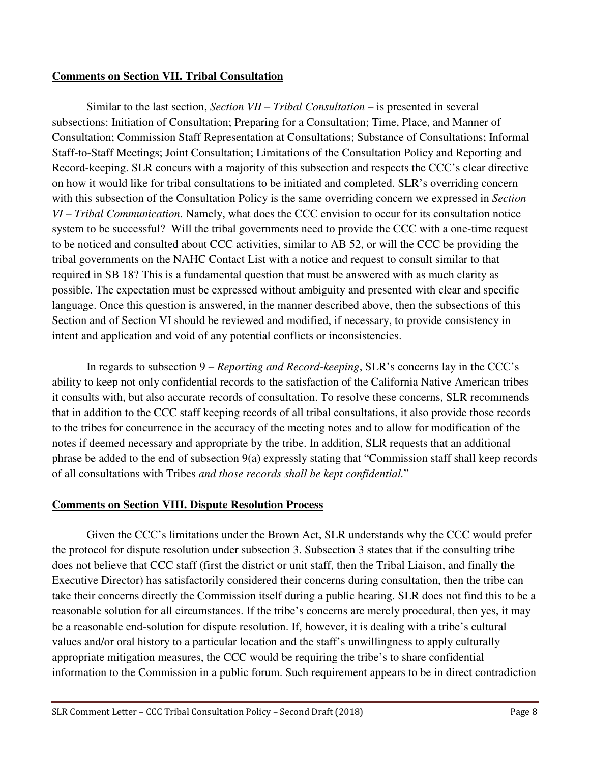**Comments on Section VII. Tribal Consultation**

Similar to the last section, *Section VII – Tribal Consultation* – is presented in several subsections: Initiation of Consultation; Preparing for a Consultation; Time, Place, and Manner of Consultation; Commission Staff Representation at Consultations; Substance of Consultations; Informal Staff-to-Staff Meetings; Joint Consultation; Limitations of the Consultation Policy and Reporting and Record-keeping. SLR concurs with a majority of this subsection and respects the CCC's clear directive on how it would like for tribal consultations to be initiated and completed. SLR's overriding concern with this subsection of the Consultation Policy is the same overriding concern we expressed in *Section VI – Tribal Communication*. Namely, what does the CCC envision to occur for its consultation notice system to be successful? Will the tribal governments need to provide the CCC with a one-time request to be noticed and consulted about CCC activities, similar to AB 52, or will the CCC be providing the tribal governments on the NAHC Contact List with a notice and request to consult similar to that required in SB 18? This is a fundamental question that must be answered with as much clarity as possible. The expectation must be expressed without ambiguity and presented with clear and specific language. Once this question is answered, in the manner described above, then the subsections of this Section and of Section VI should be reviewed and modified, if necessary, to provide consistency in intent and application and void of any potential conflicts or inconsistencies.

In regards to subsection 9 – *Reporting and Record-keeping*, SLR's concerns lay in the CCC's ability to keep not only confidential records to the satisfaction of the California Native American tribes it consults with, but also accurate records of consultation. To resolve these concerns, SLR recommends that in addition to the CCC staff keeping records of all tribal consultations, it also provide those records to the tribes for concurrence in the accuracy of the meeting notes and to allow for modification of the notes if deemed necessary and appropriate by the tribe. In addition, SLR requests that an additional phrase be added to the end of subsection 9(a) expressly stating that "Commission staff shall keep records of all consultations with Tribes *and those records shall be kept confidential.*"

**Comments on Section VIII. Dispute Resolution Process**

Given the CCC's limitations under the Brown Act, SLR understands why the CCC would prefer the protocol for dispute resolution under subsection 3. Subsection 3 states that if the consulting tribe does not believe that CCC staff (first the district or unit staff, then the Tribal Liaison, and finally the Executive Director) has satisfactorily considered their concerns during consultation, then the tribe can take their concerns directly the Commission itself during a public hearing. SLR does not find this to be a reasonable solution for all circumstances. If the tribe's concerns are merely procedural, then yes, it may be a reasonable end-solution for dispute resolution. If, however, it is dealing with a tribe's cultural values and/or oral history to a particular location and the staff's unwillingness to apply culturally appropriate mitigation measures, the CCC would be requiring the tribe's to share confidential information to the Commission in a public forum. Such requirement appears to be in direct contradiction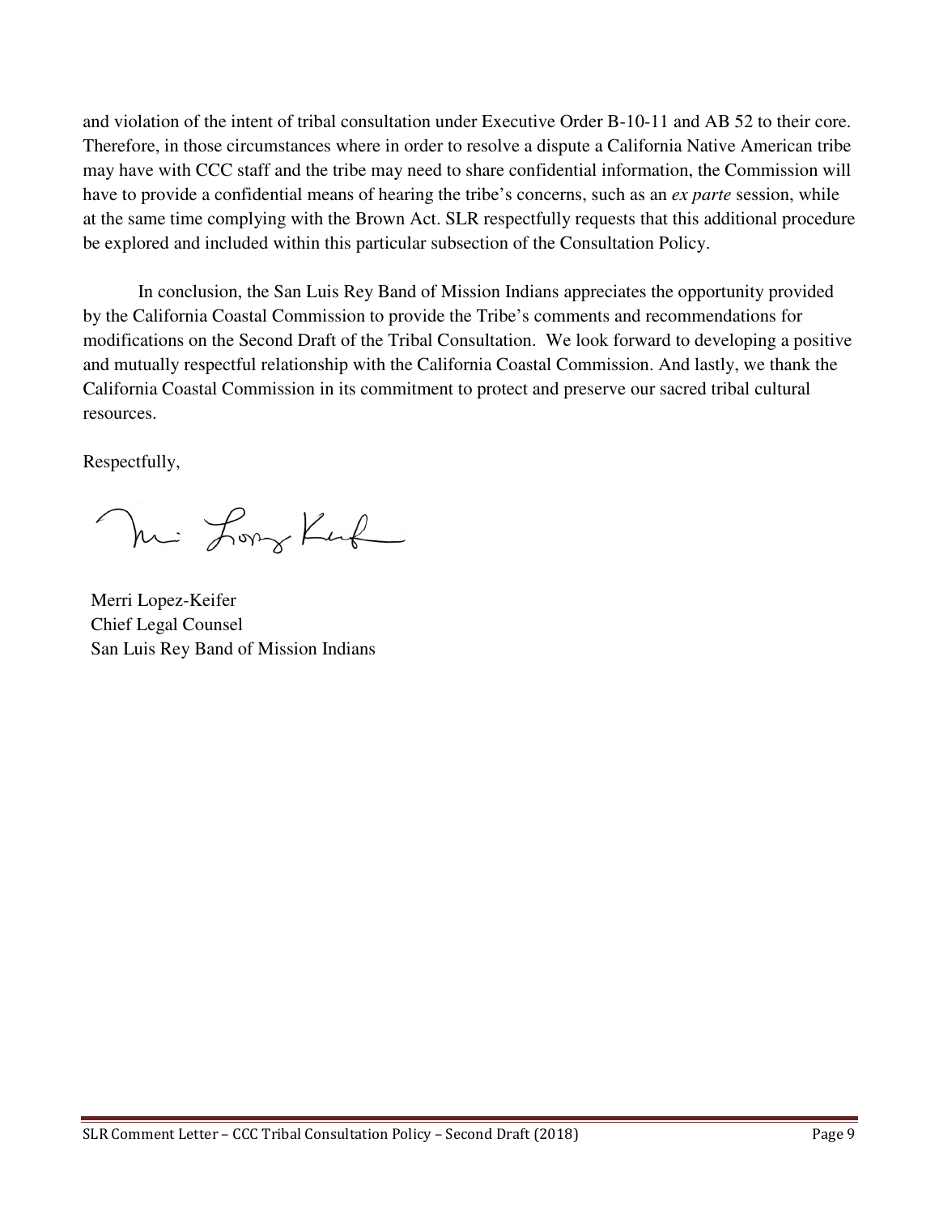and violation of the intent of tribal consultation under Executive Order B-10-11 and AB 52 to their core. Therefore, in those circumstances where in order to resolve a dispute a California Native American tribe may have with CCC staff and the tribe may need to share confidential information, the Commission will have to provide a confidential means of hearing the tribe's concerns, such as an *ex parte* session, while at the same time complying with the Brown Act. SLR respectfully requests that this additional procedure be explored and included within this particular subsection of the Consultation Policy.

In conclusion, the San Luis Rey Band of Mission Indians appreciates the opportunity provided by the California Coastal Commission to provide the Tribe's comments and recommendations for modifications on the Second Draft of the Tribal Consultation. We look forward to developing a positive and mutually respectful relationship with the California Coastal Commission. And lastly, we thank the California Coastal Commission in its commitment to protect and preserve our sacred tribal cultural resources.

Respectfully,

Merri Lopez-Keifer
Chief Legal Counsel
San Luis Rey Band of Mission Indians